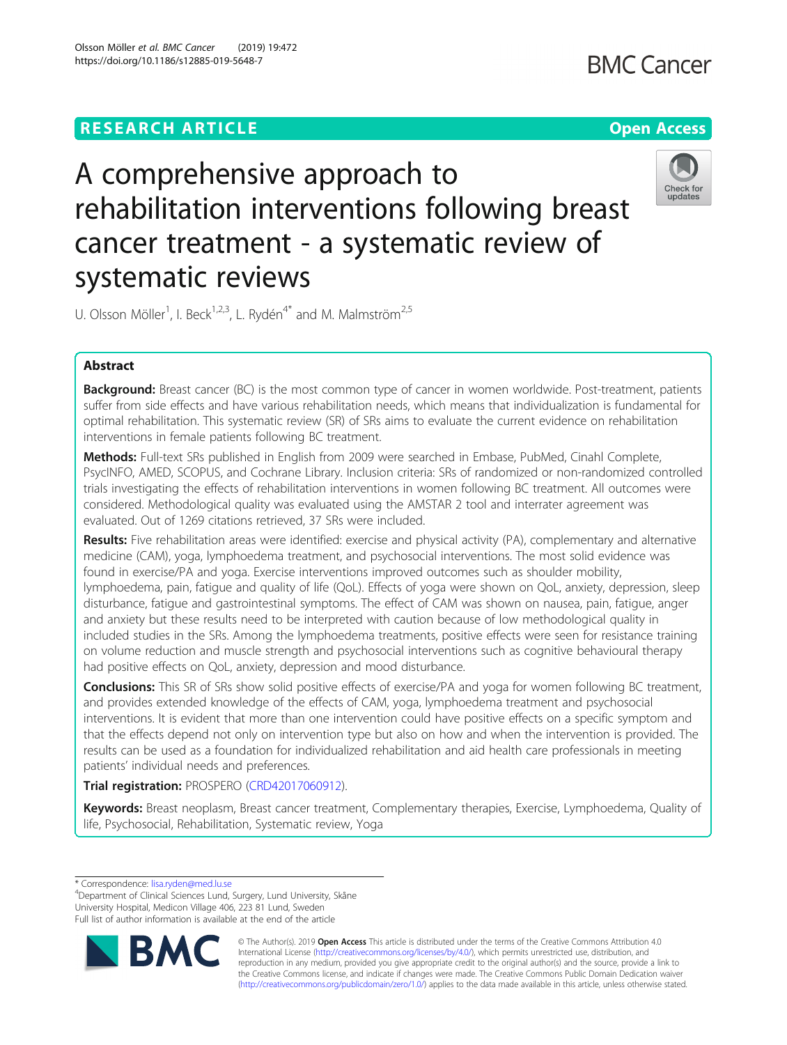RESEARCH ARTICLE

Open Access

# A comprehensive approach to rehabilitation interventions following breast cancer treatment - a systematic review of systematic reviews

U. Olsson Möller[1], I. Beck[1,2,3], L. Rydén[4*] and M. Malmström[2,5]

## Abstract

**Background:** Breast cancer (BC) is the most common type of cancer in women worldwide. Post-treatment, patients suffer from side effects and have various rehabilitation needs, which means that individualization is fundamental for optimal rehabilitation. This systematic review (SR) of SRs aims to evaluate the current evidence on rehabilitation interventions in female patients following BC treatment.

**Methods:** Full-text SRs published in English from 2009 were searched in Embase, PubMed, Cinahl Complete, PsycINFO, AMED, SCOPUS, and Cochrane Library. Inclusion criteria: SRs of randomized or non-randomized controlled trials investigating the effects of rehabilitation interventions in women following BC treatment. All outcomes were considered. Methodological quality was evaluated using the AMSTAR 2 tool and interrater agreement was evaluated. Out of 1269 citations retrieved, 37 SRs were included.

**Results:** Five rehabilitation areas were identified: exercise and physical activity (PA), complementary and alternative medicine (CAM), yoga, lymphoedema treatment, and psychosocial interventions. The most solid evidence was found in exercise/PA and yoga. Exercise interventions improved outcomes such as shoulder mobility, lymphoedema, pain, fatigue and quality of life (QoL). Effects of yoga were shown on QoL, anxiety, depression, sleep disturbance, fatigue and gastrointestinal symptoms. The effect of CAM was shown on nausea, pain, fatigue, anger and anxiety but these results need to be interpreted with caution because of low methodological quality in included studies in the SRs. Among the lymphoedema treatments, positive effects were seen for resistance training on volume reduction and muscle strength and psychosocial interventions such as cognitive behavioural therapy had positive effects on QoL, anxiety, depression and mood disturbance.

**Conclusions:** This SR of SRs show solid positive effects of exercise/PA and yoga for women following BC treatment, and provides extended knowledge of the effects of CAM, yoga, lymphoedema treatment and psychosocial interventions. It is evident that more than one intervention could have positive effects on a specific symptom and that the effects depend not only on intervention type but also on how and when the intervention is provided. The results can be used as a foundation for individualized rehabilitation and aid health care professionals in meeting patients' individual needs and preferences.

**Trial registration:** PROSPERO (CRD42017060912).

**Keywords:** Breast neoplasm, Breast cancer treatment, Complementary therapies, Exercise, Lymphoedema, Quality of life, Psychosocial, Rehabilitation, Systematic review, Yoga

\* Correspondence: lisa.ryden@med.lu.se
[4]Department of Clinical Sciences Lund, Surgery, Lund University, Skåne University Hospital, Medicon Village 406, 223 81 Lund, Sweden
Full list of author information is available at the end of the article

© The Author(s). 2019 **Open Access** This article is distributed under the terms of the Creative Commons Attribution 4.0 International License (http://creativecommons.org/licenses/by/4.0/), which permits unrestricted use, distribution, and reproduction in any medium, provided you give appropriate credit to the original author(s) and the source, provide a link to the Creative Commons license, and indicate if changes were made. The Creative Commons Public Domain Dedication waiver (http://creativecommons.org/publicdomain/zero/1.0/) applies to the data made available in this article, unless otherwise stated.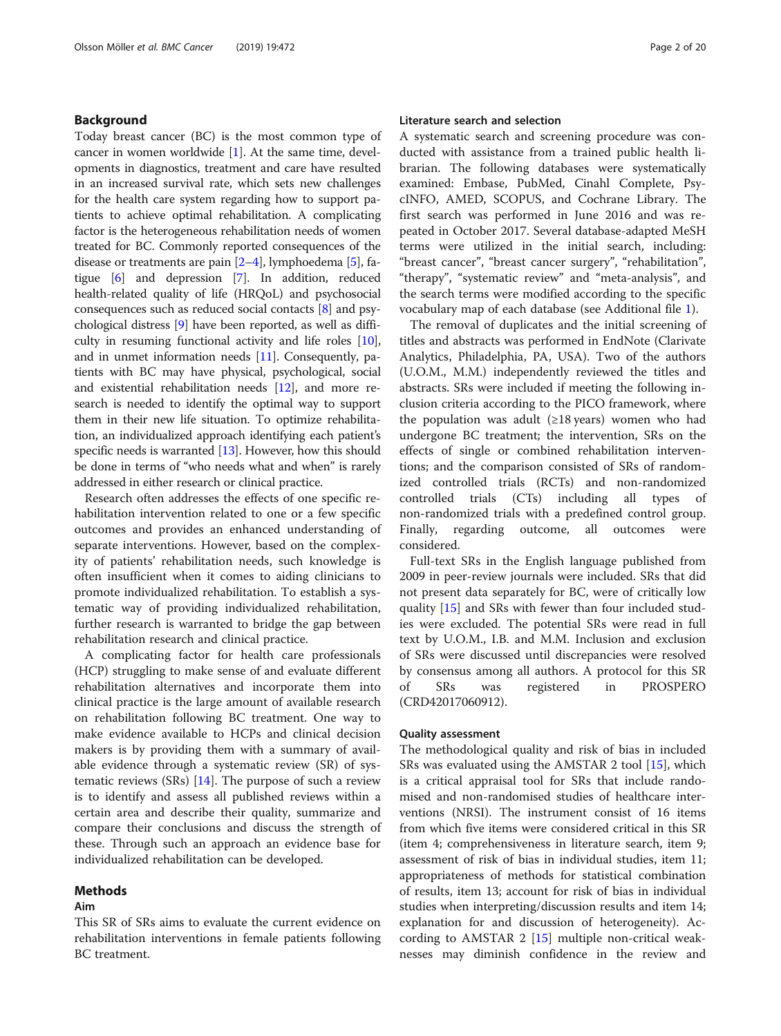## Background

Today breast cancer (BC) is the most common type of cancer in women worldwide [1]. At the same time, developments in diagnostics, treatment and care have resulted in an increased survival rate, which sets new challenges for the health care system regarding how to support patients to achieve optimal rehabilitation. A complicating factor is the heterogeneous rehabilitation needs of women treated for BC. Commonly reported consequences of the disease or treatments are pain [2–4], lymphoedema [5], fatigue [6] and depression [7]. In addition, reduced health-related quality of life (HRQoL) and psychosocial consequences such as reduced social contacts [8] and psychological distress [9] have been reported, as well as difficulty in resuming functional activity and life roles [10], and in unmet information needs [11]. Consequently, patients with BC may have physical, psychological, social and existential rehabilitation needs [12], and more research is needed to identify the optimal way to support them in their new life situation. To optimize rehabilitation, an individualized approach identifying each patient's specific needs is warranted [13]. However, how this should be done in terms of "who needs what and when" is rarely addressed in either research or clinical practice.

Research often addresses the effects of one specific rehabilitation intervention related to one or a few specific outcomes and provides an enhanced understanding of separate interventions. However, based on the complexity of patients' rehabilitation needs, such knowledge is often insufficient when it comes to aiding clinicians to promote individualized rehabilitation. To establish a systematic way of providing individualized rehabilitation, further research is warranted to bridge the gap between rehabilitation research and clinical practice.

A complicating factor for health care professionals (HCP) struggling to make sense of and evaluate different rehabilitation alternatives and incorporate them into clinical practice is the large amount of available research on rehabilitation following BC treatment. One way to make evidence available to HCPs and clinical decision makers is by providing them with a summary of available evidence through a systematic review (SR) of systematic reviews (SRs) [14]. The purpose of such a review is to identify and assess all published reviews within a certain area and describe their quality, summarize and compare their conclusions and discuss the strength of these. Through such an approach an evidence base for individualized rehabilitation can be developed.

## Methods

### Aim

This SR of SRs aims to evaluate the current evidence on rehabilitation interventions in female patients following BC treatment.

### Literature search and selection

A systematic search and screening procedure was conducted with assistance from a trained public health librarian. The following databases were systematically examined: Embase, PubMed, Cinahl Complete, PsycINFO, AMED, SCOPUS, and Cochrane Library. The first search was performed in June 2016 and was repeated in October 2017. Several database-adapted MeSH terms were utilized in the initial search, including: "breast cancer", "breast cancer surgery", "rehabilitation", "therapy", "systematic review" and "meta-analysis", and the search terms were modified according to the specific vocabulary map of each database (see Additional file 1).

The removal of duplicates and the initial screening of titles and abstracts was performed in EndNote (Clarivate Analytics, Philadelphia, PA, USA). Two of the authors (U.O.M., M.M.) independently reviewed the titles and abstracts. SRs were included if meeting the following inclusion criteria according to the PICO framework, where the population was adult (≥18 years) women who had undergone BC treatment; the intervention, SRs on the effects of single or combined rehabilitation interventions; and the comparison consisted of SRs of randomized controlled trials (RCTs) and non-randomized controlled trials (CTs) including all types of non-randomized trials with a predefined control group. Finally, regarding outcome, all outcomes were considered.

Full-text SRs in the English language published from 2009 in peer-review journals were included. SRs that did not present data separately for BC, were of critically low quality [15] and SRs with fewer than four included studies were excluded. The potential SRs were read in full text by U.O.M., I.B. and M.M. Inclusion and exclusion of SRs were discussed until discrepancies were resolved by consensus among all authors. A protocol for this SR of SRs was registered in PROSPERO (CRD42017060912).

### Quality assessment

The methodological quality and risk of bias in included SRs was evaluated using the AMSTAR 2 tool [15], which is a critical appraisal tool for SRs that include randomised and non-randomised studies of healthcare interventions (NRSI). The instrument consist of 16 items from which five items were considered critical in this SR (item 4; comprehensiveness in literature search, item 9; assessment of risk of bias in individual studies, item 11; appropriateness of methods for statistical combination of results, item 13; account for risk of bias in individual studies when interpreting/discussion results and item 14; explanation for and discussion of heterogeneity). According to AMSTAR 2 [15] multiple non-critical weaknesses may diminish confidence in the review and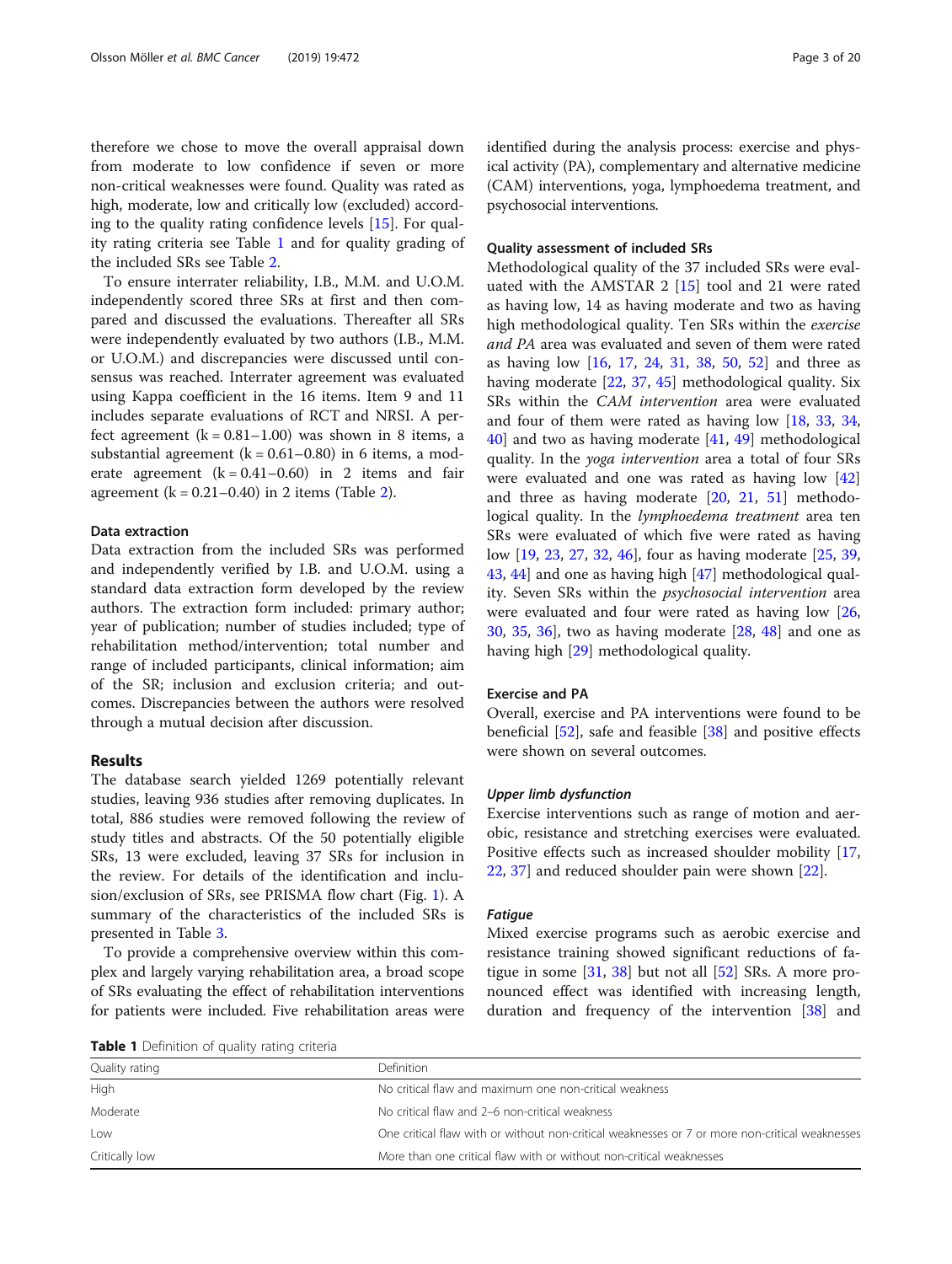therefore we chose to move the overall appraisal down from moderate to low confidence if seven or more non-critical weaknesses were found. Quality was rated as high, moderate, low and critically low (excluded) according to the quality rating confidence levels [15]. For quality rating criteria see Table 1 and for quality grading of the included SRs see Table 2.

To ensure interrater reliability, I.B., M.M. and U.O.M. independently scored three SRs at first and then compared and discussed the evaluations. Thereafter all SRs were independently evaluated by two authors (I.B., M.M. or U.O.M.) and discrepancies were discussed until consensus was reached. Interrater agreement was evaluated using Kappa coefficient in the 16 items. Item 9 and 11 includes separate evaluations of RCT and NRSI. A perfect agreement (k = 0.81–1.00) was shown in 8 items, a substantial agreement (k = 0.61–0.80) in 6 items, a moderate agreement (k = 0.41–0.60) in 2 items and fair agreement (k = 0.21–0.40) in 2 items (Table 2).

### Data extraction

Data extraction from the included SRs was performed and independently verified by I.B. and U.O.M. using a standard data extraction form developed by the review authors. The extraction form included: primary author; year of publication; number of studies included; type of rehabilitation method/intervention; total number and range of included participants, clinical information; aim of the SR; inclusion and exclusion criteria; and outcomes. Discrepancies between the authors were resolved through a mutual decision after discussion.

## Results

The database search yielded 1269 potentially relevant studies, leaving 936 studies after removing duplicates. In total, 886 studies were removed following the review of study titles and abstracts. Of the 50 potentially eligible SRs, 13 were excluded, leaving 37 SRs for inclusion in the review. For details of the identification and inclusion/exclusion of SRs, see PRISMA flow chart (Fig. 1). A summary of the characteristics of the included SRs is presented in Table 3.

To provide a comprehensive overview within this complex and largely varying rehabilitation area, a broad scope of SRs evaluating the effect of rehabilitation interventions for patients were included. Five rehabilitation areas were identified during the analysis process: exercise and physical activity (PA), complementary and alternative medicine (CAM) interventions, yoga, lymphoedema treatment, and psychosocial interventions.

### Quality assessment of included SRs

Methodological quality of the 37 included SRs were evaluated with the AMSTAR 2 [15] tool and 21 were rated as having low, 14 as having moderate and two as having high methodological quality. Ten SRs within the *exercise and PA* area was evaluated and seven of them were rated as having low [16, 17, 24, 31, 38, 50, 52] and three as having moderate [22, 37, 45] methodological quality. Six SRs within the *CAM intervention* area were evaluated and four of them were rated as having low [18, 33, 34, 40] and two as having moderate [41, 49] methodological quality. In the *yoga intervention* area a total of four SRs were evaluated and one was rated as having low [42] and three as having moderate [20, 21, 51] methodological quality. In the *lymphoedema treatment* area ten SRs were evaluated of which five were rated as having low [19, 23, 27, 32, 46], four as having moderate [25, 39, 43, 44] and one as having high [47] methodological quality. Seven SRs within the *psychosocial intervention* area were evaluated and four were rated as having low [26, 30, 35, 36], two as having moderate [28, 48] and one as having high [29] methodological quality.

### Exercise and PA

Overall, exercise and PA interventions were found to be beneficial [52], safe and feasible [38] and positive effects were shown on several outcomes.

#### *Upper limb dysfunction*

Exercise interventions such as range of motion and aerobic, resistance and stretching exercises were evaluated. Positive effects such as increased shoulder mobility [17, 22, 37] and reduced shoulder pain were shown [22].

#### *Fatigue*

Mixed exercise programs such as aerobic exercise and resistance training showed significant reductions of fatigue in some [31, 38] but not all [52] SRs. A more pronounced effect was identified with increasing length, duration and frequency of the intervention [38] and

**Table 1** Definition of quality rating criteria

| Quality rating | Definition |
| --- | --- |
| High | No critical flaw and maximum one non-critical weakness |
| Moderate | No critical flaw and 2–6 non-critical weakness |
| Low | One critical flaw with or without non-critical weaknesses or 7 or more non-critical weaknesses |
| Critically low | More than one critical flaw with or without non-critical weaknesses |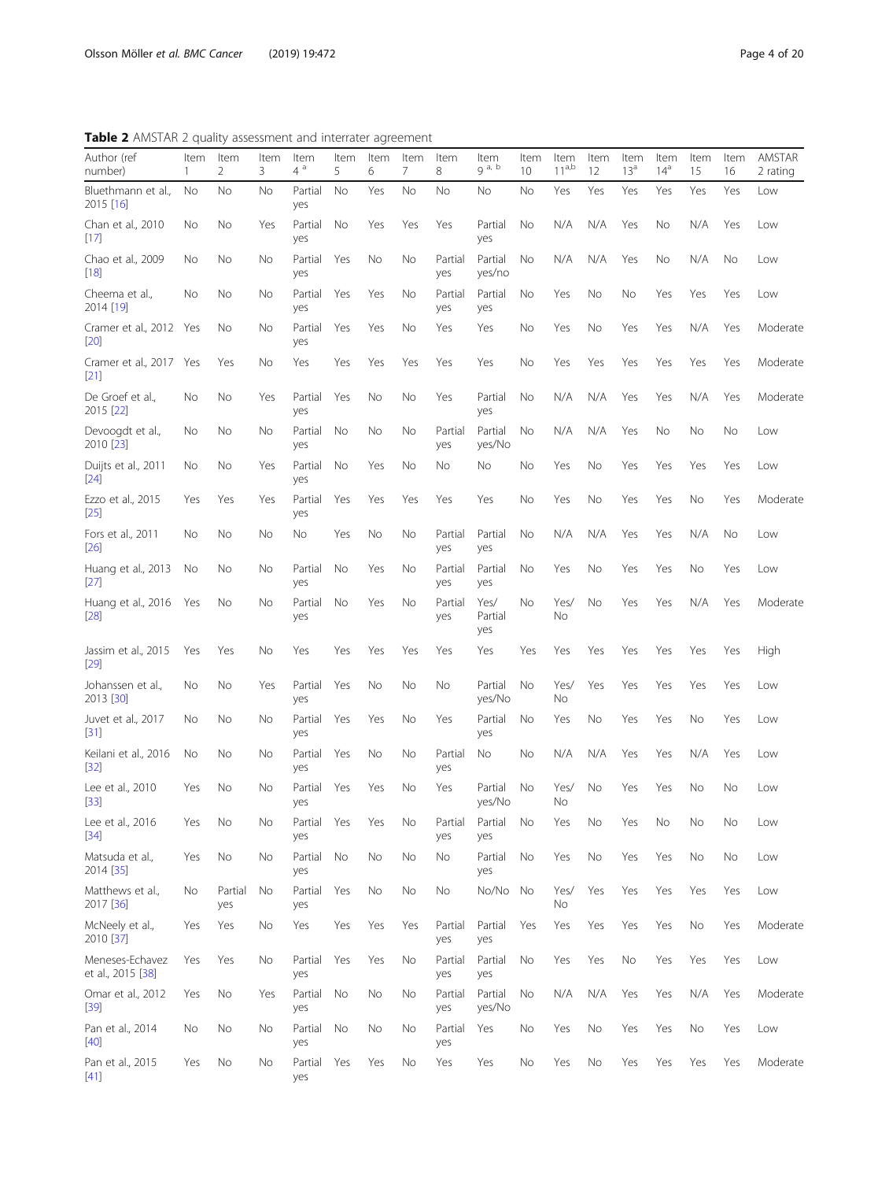**Table 2** AMSTAR 2 quality assessment and interrater agreement

| Author (ref number) | Item 1 | Item 2 | Item 3 | Item 4 [a] | Item 5 | Item 6 | Item 7 | Item 8 | Item 9 [a, b] | Item 10 | Item 11[a,b] | Item 12 | Item 13[a] | Item 14[a] | Item 15 | Item 16 | AMSTAR 2 rating |
|---|---|---|---|---|---|---|---|---|---|---|---|---|---|---|---|---|---|
| Bluethmann et al., 2015 [16] | No | No | No | Partial yes | No | Yes | No | No | No | No | Yes | Yes | Yes | Yes | Yes | Yes | Low |
| Chan et al., 2010 [17] | No | No | Yes | Partial yes | No | Yes | Yes | Yes | Partial yes | No | N/A | N/A | Yes | No | N/A | Yes | Low |
| Chao et al., 2009 [18] | No | No | No | Partial yes | Yes | No | No | Partial yes | Partial yes/no | No | N/A | N/A | Yes | No | N/A | No | Low |
| Cheema et al., 2014 [19] | No | No | No | Partial yes | Yes | Yes | No | Partial yes | Partial yes | No | Yes | No | No | Yes | Yes | Yes | Low |
| Cramer et al., 2012 [20] | Yes | No | No | Partial yes | Yes | Yes | No | Yes | Yes | No | Yes | No | Yes | Yes | N/A | Yes | Moderate |
| Cramer et al., 2017 [21] | Yes | Yes | No | Yes | Yes | Yes | Yes | Yes | Yes | No | Yes | Yes | Yes | Yes | Yes | Yes | Moderate |
| De Groef et al., 2015 [22] | No | No | Yes | Partial yes | Yes | No | No | Yes | Partial yes | No | N/A | N/A | Yes | Yes | N/A | Yes | Moderate |
| Devoogdt et al., 2010 [23] | No | No | No | Partial yes | No | No | No | Partial yes | Partial yes/No | No | N/A | N/A | Yes | No | No | No | Low |
| Duijts et al., 2011 [24] | No | No | Yes | Partial yes | No | Yes | No | No | No | No | Yes | No | Yes | Yes | Yes | Yes | Low |
| Ezzo et al., 2015 [25] | Yes | Yes | Yes | Partial yes | Yes | Yes | Yes | Yes | Yes | No | Yes | No | Yes | Yes | No | Yes | Moderate |
| Fors et al., 2011 [26] | No | No | No | No | Yes | No | No | Partial yes | Partial yes | No | N/A | N/A | Yes | Yes | N/A | No | Low |
| Huang et al., 2013 [27] | No | No | No | Partial yes | No | Yes | No | Partial yes | Partial yes | No | Yes | No | Yes | Yes | No | Yes | Low |
| Huang et al., 2016 [28] | Yes | No | No | Partial yes | No | Yes | No | Partial yes | Yes/ Partial yes | No | Yes/ No | No | Yes | Yes | N/A | Yes | Moderate |
| Jassim et al., 2015 [29] | Yes | Yes | No | Yes | Yes | Yes | Yes | Yes | Yes | Yes | Yes | Yes | Yes | Yes | Yes | Yes | High |
| Johanssen et al., 2013 [30] | No | No | Yes | Partial yes | Yes | No | No | No | Partial yes/No | No | Yes/ No | Yes | Yes | Yes | Yes | Yes | Low |
| Juvet et al., 2017 [31] | No | No | No | Partial yes | Yes | Yes | No | Yes | Partial yes | No | Yes | No | Yes | Yes | No | Yes | Low |
| Keilani et al., 2016 [32] | No | No | No | Partial yes | Yes | No | No | Partial yes | No | No | N/A | N/A | Yes | Yes | N/A | Yes | Low |
| Lee et al., 2010 [33] | Yes | No | No | Partial yes | Yes | Yes | No | Yes | Partial yes/No | No | Yes/ No | No | Yes | Yes | No | No | Low |
| Lee et al., 2016 [34] | Yes | No | No | Partial yes | Yes | Yes | No | Partial yes | Partial yes | No | Yes | No | Yes | No | No | No | Low |
| Matsuda et al., 2014 [35] | Yes | No | No | Partial yes | No | No | No | No | Partial yes | No | Yes | No | Yes | Yes | No | No | Low |
| Matthews et al., 2017 [36] | No | Partial yes | No | Partial yes | Yes | No | No | No | No/No | No | Yes/ No | Yes | Yes | Yes | Yes | Yes | Low |
| McNeely et al., 2010 [37] | Yes | Yes | No | Yes | Yes | Yes | Yes | Partial yes | Partial yes | Yes | Yes | Yes | Yes | Yes | No | Yes | Moderate |
| Meneses-Echavez et al., 2015 [38] | Yes | Yes | No | Partial yes | Yes | Yes | No | Partial yes | Partial yes | No | Yes | Yes | No | Yes | Yes | Yes | Low |
| Omar et al., 2012 [39] | Yes | No | Yes | Partial yes | No | No | No | Partial yes | Partial yes/No | No | N/A | N/A | Yes | Yes | N/A | Yes | Moderate |
| Pan et al., 2014 [40] | No | No | No | Partial yes | No | No | No | Partial yes | Yes | No | Yes | No | Yes | Yes | No | Yes | Low |
| Pan et al., 2015 [41] | Yes | No | No | Partial yes | Yes | Yes | No | Yes | Yes | No | Yes | No | Yes | Yes | Yes | Yes | Moderate |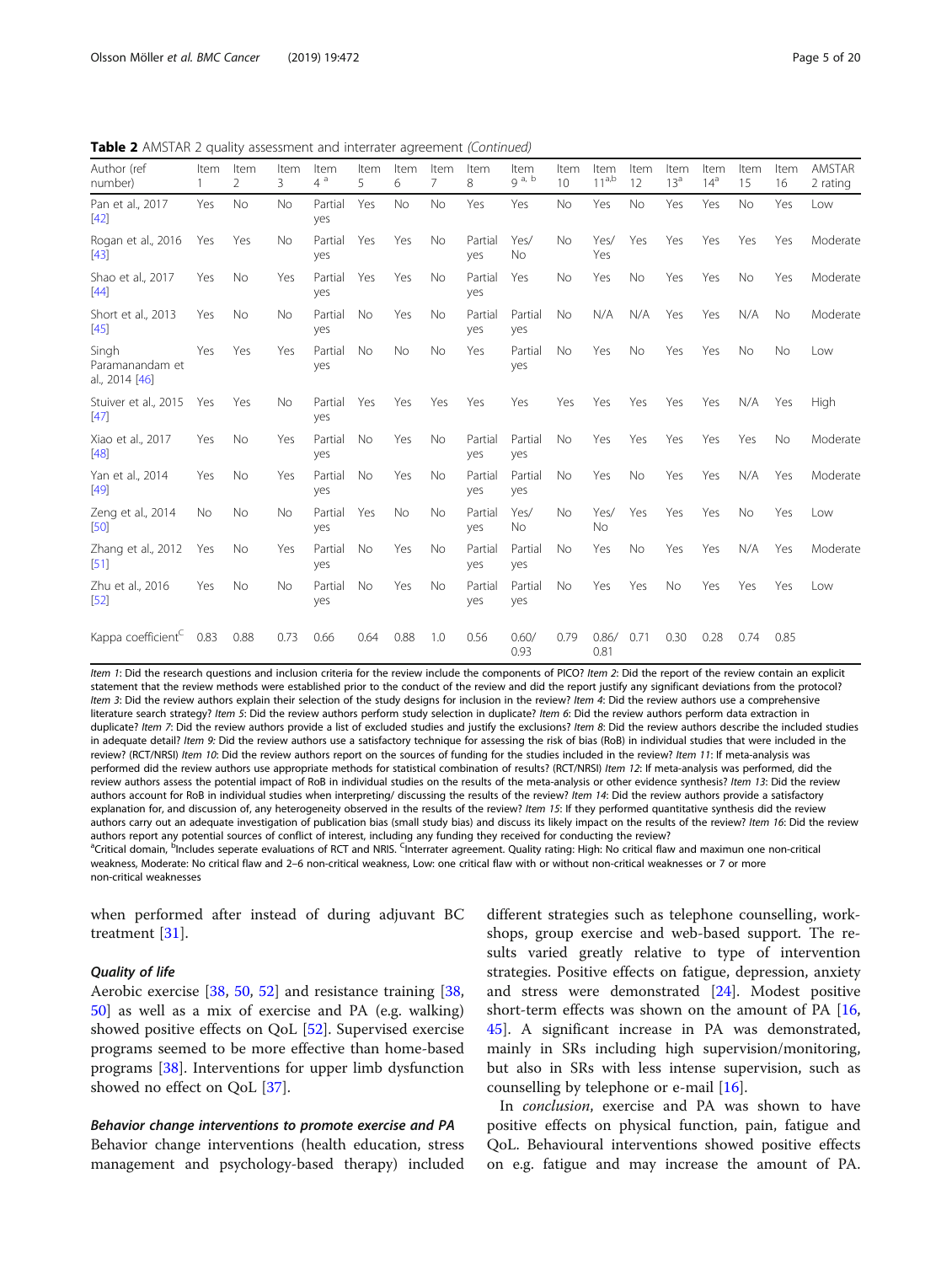**Table 2** AMSTAR 2 quality assessment and interrater agreement *(Continued)*

| Author (ref number) | Item 1 | Item 2 | Item 3 | Item 4 [a] | Item 5 | Item 6 | Item 7 | Item 8 | Item 9 [a, b] | Item 10 | Item 11[a,b] | Item 12 | Item 13[a] | Item 14[a] | Item 15 | Item 16 | AMSTAR 2 rating |
|---|---|---|---|---|---|---|---|---|---|---|---|---|---|---|---|---|---|
| Pan et al., 2017 [42] | Yes | No | No | Partial yes | Yes | No | No | Yes | Yes | No | Yes | No | Yes | Yes | No | Yes | Low |
| Rogan et al., 2016 [43] | Yes | Yes | No | Partial yes | Yes | Yes | No | Partial yes | Yes/ No | No | Yes/ Yes | Yes | Yes | Yes | Yes | Yes | Moderate |
| Shao et al., 2017 [44] | Yes | No | Yes | Partial yes | Yes | Yes | No | Partial yes | Yes | No | Yes | No | Yes | Yes | No | Yes | Moderate |
| Short et al., 2013 [45] | Yes | No | No | Partial yes | No | Yes | No | Partial yes | Partial yes | No | N/A | N/A | Yes | Yes | N/A | No | Moderate |
| Singh Paramanandam et al., 2014 [46] | Yes | Yes | Yes | Partial yes | No | No | No | Yes | Partial yes | No | Yes | No | Yes | Yes | No | No | Low |
| Stuiver et al., 2015 [47] | Yes | Yes | No | Partial yes | Yes | Yes | Yes | Yes | Yes | Yes | Yes | Yes | Yes | Yes | N/A | Yes | High |
| Xiao et al., 2017 [48] | Yes | No | Yes | Partial yes | No | Yes | No | Partial yes | Partial yes | No | Yes | Yes | Yes | Yes | Yes | No | Moderate |
| Yan et al., 2014 [49] | Yes | No | Yes | Partial yes | No | Yes | No | Partial yes | Partial yes | No | Yes | No | Yes | Yes | N/A | Yes | Moderate |
| Zeng et al., 2014 [50] | No | No | No | Partial yes | Yes | No | No | Partial yes | Yes/ No | No | Yes/ No | Yes | Yes | Yes | No | Yes | Low |
| Zhang et al., 2012 [51] | Yes | No | Yes | Partial yes | No | Yes | No | Partial yes | Partial yes | No | Yes | No | Yes | Yes | N/A | Yes | Moderate |
| Zhu et al., 2016 [52] | Yes | No | No | Partial yes | No | Yes | No | Partial yes | Partial yes | No | Yes | Yes | No | Yes | Yes | Yes | Low |
| Kappa coefficient[C] | 0.83 | 0.88 | 0.73 | 0.66 | 0.64 | 0.88 | 1.0 | 0.56 | 0.60/ 0.93 | 0.79 | 0.86/ 0.81 | 0.71 | 0.30 | 0.28 | 0.74 | 0.85 | |

*Item 1*: Did the research questions and inclusion criteria for the review include the components of PICO? *Item 2*: Did the report of the review contain an explicit statement that the review methods were established prior to the conduct of the review and did the report justify any significant deviations from the protocol? *Item 3*: Did the review authors explain their selection of the study designs for inclusion in the review? *Item 4*: Did the review authors use a comprehensive literature search strategy? *Item 5*: Did the review authors perform study selection in duplicate? *Item 6*: Did the review authors perform data extraction in duplicate? *Item 7*: Did the review authors provide a list of excluded studies and justify the exclusions? *Item 8*: Did the review authors describe the included studies in adequate detail? *Item 9*: Did the review authors use a satisfactory technique for assessing the risk of bias (RoB) in individual studies that were included in the review? (RCT/NRSI) *Item 10*: Did the review authors report on the sources of funding for the studies included in the review? *Item 11*: If meta-analysis was performed did the review authors use appropriate methods for statistical combination of results? (RCT/NRSI) *Item 12*: If meta-analysis was performed, did the review authors assess the potential impact of RoB in individual studies on the results of the meta-analysis or other evidence synthesis? *Item 13*: Did the review authors account for RoB in individual studies when interpreting/ discussing the results of the review? *Item 14*: Did the review authors provide a satisfactory explanation for, and discussion of, any heterogeneity observed in the results of the review? *Item 15*: If they performed quantitative synthesis did the review authors carry out an adequate investigation of publication bias (small study bias) and discuss its likely impact on the results of the review? *Item 16*: Did the review authors report any potential sources of conflict of interest, including any funding they received for conducting the review?
[a]Critical domain, [b]Includes seperate evaluations of RCT and NRIS. [C]Interrater agreement. Quality rating: High: No critical flaw and maximun one non-critical weakness, Moderate: No critical flaw and 2–6 non-critical weakness, Low: one critical flaw with or without non-critical weaknesses or 7 or more non-critical weaknesses

when performed after instead of during adjuvant BC treatment [31].

#### *Quality of life*

Aerobic exercise [38, 50, 52] and resistance training [38, 50] as well as a mix of exercise and PA (e.g. walking) showed positive effects on QoL [52]. Supervised exercise programs seemed to be more effective than home-based programs [38]. Interventions for upper limb dysfunction showed no effect on QoL [37].

#### *Behavior change interventions to promote exercise and PA*

Behavior change interventions (health education, stress management and psychology-based therapy) included different strategies such as telephone counselling, workshops, group exercise and web-based support. The results varied greatly relative to type of intervention strategies. Positive effects on fatigue, depression, anxiety and stress were demonstrated [24]. Modest positive short-term effects was shown on the amount of PA [16, 45]. A significant increase in PA was demonstrated, mainly in SRs including high supervision/monitoring, but also in SRs with less intense supervision, such as counselling by telephone or e-mail [16].

In *conclusion*, exercise and PA was shown to have positive effects on physical function, pain, fatigue and QoL. Behavioural interventions showed positive effects on e.g. fatigue and may increase the amount of PA.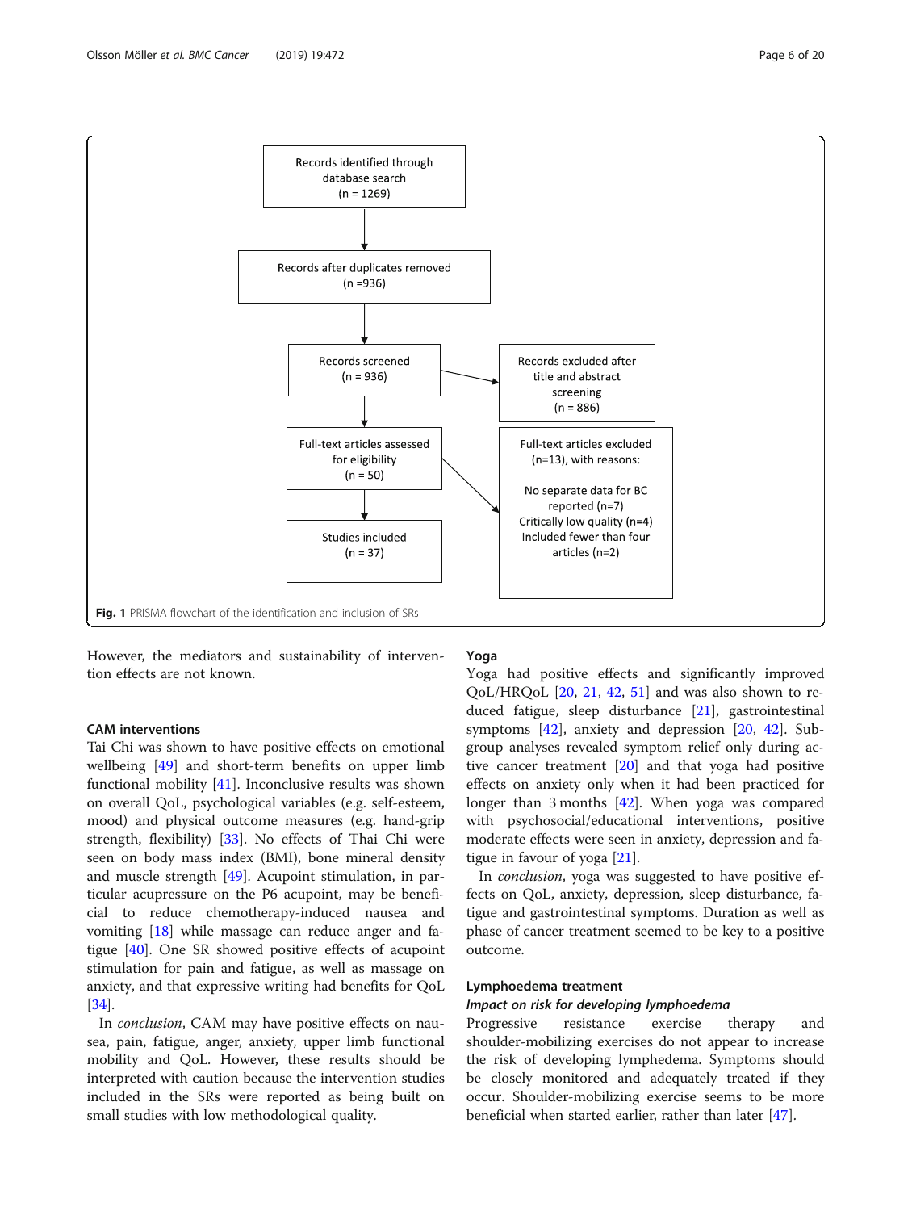Records identified through database search (n = 1269)

Records after duplicates removed (n =936)

Records screened (n = 936)

Records excluded after title and abstract screening (n = 886)

Full-text articles assessed for eligibility (n = 50)

Full-text articles excluded (n=13), with reasons:

No separate data for BC reported (n=7)
Critically low quality (n=4)
Included fewer than four articles (n=2)

Studies included (n = 37)

**Fig. 1** PRISMA flowchart of the identification and inclusion of SRs

However, the mediators and sustainability of intervention effects are not known.

### CAM interventions

Tai Chi was shown to have positive effects on emotional wellbeing [49] and short-term benefits on upper limb functional mobility [41]. Inconclusive results was shown on overall QoL, psychological variables (e.g. self-esteem, mood) and physical outcome measures (e.g. hand-grip strength, flexibility) [33]. No effects of Thai Chi were seen on body mass index (BMI), bone mineral density and muscle strength [49]. Acupoint stimulation, in particular acupressure on the P6 acupoint, may be beneficial to reduce chemotherapy-induced nausea and vomiting [18] while massage can reduce anger and fatigue [40]. One SR showed positive effects of acupoint stimulation for pain and fatigue, as well as massage on anxiety, and that expressive writing had benefits for QoL [34].

In *conclusion*, CAM may have positive effects on nausea, pain, fatigue, anger, anxiety, upper limb functional mobility and QoL. However, these results should be interpreted with caution because the intervention studies included in the SRs were reported as being built on small studies with low methodological quality.

### Yoga

Yoga had positive effects and significantly improved QoL/HRQoL [20, 21, 42, 51] and was also shown to reduced fatigue, sleep disturbance [21], gastrointestinal symptoms [42], anxiety and depression [20, 42]. Subgroup analyses revealed symptom relief only during active cancer treatment [20] and that yoga had positive effects on anxiety only when it had been practiced for longer than 3 months [42]. When yoga was compared with psychosocial/educational interventions, positive moderate effects were seen in anxiety, depression and fatigue in favour of yoga [21].

In *conclusion*, yoga was suggested to have positive effects on QoL, anxiety, depression, sleep disturbance, fatigue and gastrointestinal symptoms. Duration as well as phase of cancer treatment seemed to be key to a positive outcome.

### Lymphoedema treatment

#### *Impact on risk for developing lymphoedema*

Progressive resistance exercise therapy and shoulder-mobilizing exercises do not appear to increase the risk of developing lymphedema. Symptoms should be closely monitored and adequately treated if they occur. Shoulder-mobilizing exercise seems to be more beneficial when started earlier, rather than later [47].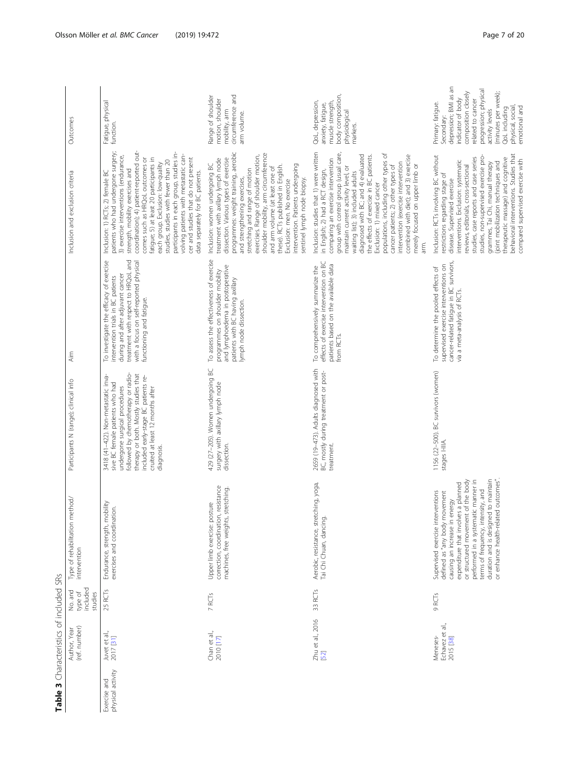**Table 3** Characteristics of included SRs

| | Author, Year (ref. number) | No. and type of included studies | Type of rehabilitation method/ intervention | Participants N (range); clinical info | Aim | Inclusion and exclusion criteria | Outcomes |
|---|---|---|---|---|---|---|---|
| Exercise and physical activity | Juvet et al., 2017 [31] | 25 RCTs | Endurance, strength, mobility exercises and coordination. | 3418 (41–422). Non-metastatic invasive BC female patients who had undergone surgical procedures followed by chemotherapy or radiotherapy or both. Mostly studies that included early-stage BC patients recruited at least 12 months after diagnosis. | To investigate the efficacy of exercise intervention trials in BC patients during and after adjuvant cancer treatment with respect to HRQoL and with a focus on self-reported physical functioning and fatigue. | Inclusion: 1) RCTs; 2) female BC patients who had undergone surgery; 3) exercise interventions (endurance, strength, mobility exercises and coordination); 4) patient-reported outcomes such as HRQoL outcomes or fatigue; 5) at least 20 participants in each group. Exclusion: low-quality studies, studies with fewer than 20 participants in each group, studies involving patients with metastatic cancer and studies that do not present data separately for BC patients. | Fatigue, physical function. |
| | Chan et al., 2010 [17] | 7 RCTs | Upper limb exercise: posture correction, coordination, resistance machines, free weights, stretching. | 429 (27–205). Women undergoing BC surgery with axillary lymph node dissection. | To assess the effectiveness of exercise programmes on shoulder mobility and lymphoedema in postoperative patients with BC having axillary lymph node dissection. | Inclusion: women undergoing BC treatment with axillary lymph node dissection. Various types of exercise programmes: weight training, aerobic and strengthening exercises, stretching and range of motion exercises. Range of shoulder motion, shoulder mobility, arm circumference and arm volume (at least one of these). RCTs published in English. Exclusion: men. No exercise intervention. Patients undergoing sentinel lymph node biopsy. | Range of shoulder motion, shoulder mobility, arm circumference and arm volume. |
| | Zhu et al., 2016 [52] | 33 RCTs | Aerobic, resistance, stretching, yoga, Tai Chi Chuan, dancing. | 2659 (19–473). Adults diagnosed with BC, mostly during treatment or post-treatment. | To comprehensively summarize the effects of exercise intervention on BC patients based on the available data from RCTs. | Inclusion: studies that 1) were written in English; 2) had a RCT design, comparing an exercise intervention group with control group (usual care, maintain current activity level, or waiting list); 3) included adults diagnosed with BC; and 4) evaluated the effects of exercise in BC patients. Exclusion: 1) mixed cancer populations, including other types of cancer patients; 2) other types of intervention (exercise intervention combined with diet); and 3) exercise merely focused on upper limb or arm. | QoL, depression, anxiety, fatigue, muscle strength, body composition, physiological markers. |
| | Meneses-Echavez et al., 2015 [38] | 9 RCTs | Supervised exercise interventions defined as "any body movement causing an increase in energy expenditure that involves a planned or structured movement of the body performed in a systematic manner in terms of frequency, intensity, and duration and is designed to maintain or enhance health-related outcomes". | 1156 (22–500). BC survivors (women) stages I-IIIA. | To determine the pooled effects of supervised exercise interventions on cancer-related fatigue in BC survivors, via a meta-analysis of RCTs. | Inclusion: RCTs involving BC without restrictions regarding stage of disease. Supervised exercise interventions. Exclusion: systematic reviews, editorials, cross-sectional studies, case reports and case series studies, non-supervised exercise programmes, Tai Chi, manual therapy (joint mobilization techniques and therapeutic massage) and cognitive behavioral interventions. Studies that compared supervised exercise with | Primary: fatigue. Secondary: depression; BMI as an indicator of body composition closely related to cancer progression; physical activity levels (minutes per week); QoL including physical, social, emotional and |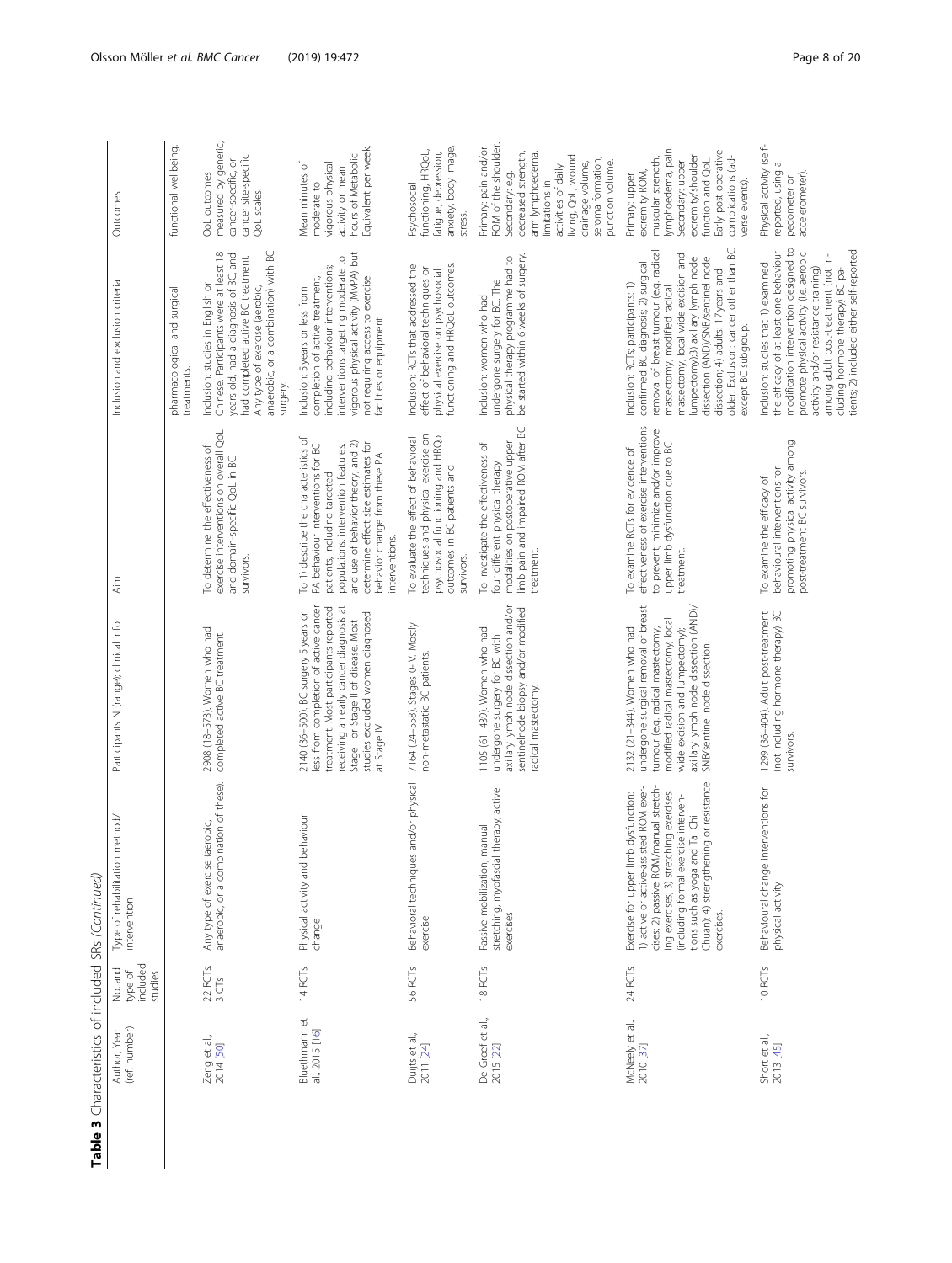**Table 3** Characteristics of included SRs *(Continued)*

| Author, Year (ref. number) | No. and type of included studies | Type of rehabilitation method/ intervention | Participants N (range); clinical info | Aim | Inclusion and exclusion criteria | Outcomes |
|---|---|---|---|---|---|---|
| | | | | | pharmacological and surgical treatments. | functional wellbeing. |
| Zeng et al., 2014 [50] | 22 RCTs, 3 CTs | Any type of exercise (aerobic, anaerobic, or a combination of these). | 2908 (18–573). Women who had completed active BC treatment. | To determine the effectiveness of exercise interventions on overall QoL and domain-specific QoL in BC survivors. | Inclusion: studies in English or Chinese. Participants were at least 18 years old, had a diagnosis of BC, and had completed active BC treatment. Any type of exercise (aerobic, anaerobic, or a combination) with BC surgery. | QoL outcomes measured by generic, cancer-specific, or cancer site-specific QoL scales. |
| Bluethmann et al., 2015 [16] | 14 RCTs | Physical activity and behaviour change | 2140 (36–500). BC surgery 5 years or less from completion of active cancer treatment. Most participants reported receiving an early cancer diagnosis at Stage I or Stage II of disease. Most studies excluded women diagnosed at Stage IV. | To 1) describe the characteristics of PA behaviour interventions for BC patients, including targeted populations, intervention features, and use of behavior theory; and 2) determine effect size estimates for behavior change from these PA interventions. | Inclusion: 5 years or less from completion of active treatment, including behaviour interventions; interventions targeting moderate to vigorous physical activity (MVPA) but not requiring access to exercise facilities or equipment. | Mean minutes of moderate to vigorous physical activity or mean hours of Metabolic Equivalent per week. |
| Duijts et al., 2011 [24] | 56 RCTs | Behavioral techniques and/or physical exercise | 7164 (24–558). Stages 0-IV. Mostly non-metastatic BC patients. | To evaluate the effect of behavioral techniques and physical exercise on psychosocial functioning and HRQoL outcomes in BC patients and survivors. | Inclusion: RCTs that addressed the effect of behavioral techniques or physical exercise on psychosocial functioning and HRQoL outcomes. | Psychosocial functioning, HRQoL, fatigue, depression, anxiety, body image, stress. |
| De Groef et al., 2015 [22] | 18 RCTs | Passive mobilization, manual stretching, myofascial therapy, active exercises | 1105 (61–439). Women who had undergone surgery for BC with axillary lymph node dissection and/or sentinelnode biopsy and/or modified radical mastectomy. | To investigate the effectiveness of four different physical therapy modalities on postoperative upper limb pain and impaired ROM after BC treatment. | Inclusion: women who had undergone surgery for BC. The physical therapy programme had to be started within 6 weeks of surgery. | Primary: pain and/or ROM of the shoulder. Secondary: e.g. decreased strength, arm lymphoedema, limitations in activities of daily living, QoL, wound drainage volume, seroma formation, punction volume. |
| McNeely et al., 2010 [37] | 24 RCTs | Exercise for upper limb dysfunction: 1) active or active-assisted ROM exercises; 2) passive ROM/manual stretching exercises; 3) stretching exercises (including formal exercise interventions such as yoga and Tai Chi Chuan); 4) strengthening or resistance exercises. | 2132 (21–344). Women who had undergone surgical removal of breast tumour (e.g. radical mastectomy, modified radical mastectomy, local wide excision and lumpectomy); axillary lymph node dissection (AND)/ SNB/sentinel node dissection. | To examine RCTs for evidence of effectiveness of exercise interventions to prevent, minimize and/or improve upper limb dysfunction due to BC treatment. | Inclusion: RCTs; participants: 1) confirmed BC diagnosis; 2) surgical removal of breast tumour (eg. radical mastectomy, modified radical mastectomy, local wide excision and lumpectomy);3) axillary lymph node dissection (AND)/SNB/sentinel node dissection; 4) adults: 17 years and older. Exclusion: cancer other than BC except BC subgroup. | Primary: upper extremity ROM, muscular strength, lymphoedema, pain. Secondary: upper extremity/shoulder function and QoL. Early post-operative complications (adverse events). |
| Short et al., 2013 [45] | 10 RCTs | Behavioural change interventions for physical activity | 1299 (36–404). Adult post-treatment (not including hormone therapy) BC survivors. | To examine the efficacy of behavioural interventions for promoting physical activity among post-treatment BC survivors. | Inclusion: studies that 1) examined the efficacy of at least one behaviour modification intervention designed to promote physical activity (i.e. aerobic activity and/or resistance training) among adult post-treatment (not including hormone therapy) BC patients; 2) included either self-reported | Physical activity (self-reported, using a pedometer or accelerometer). |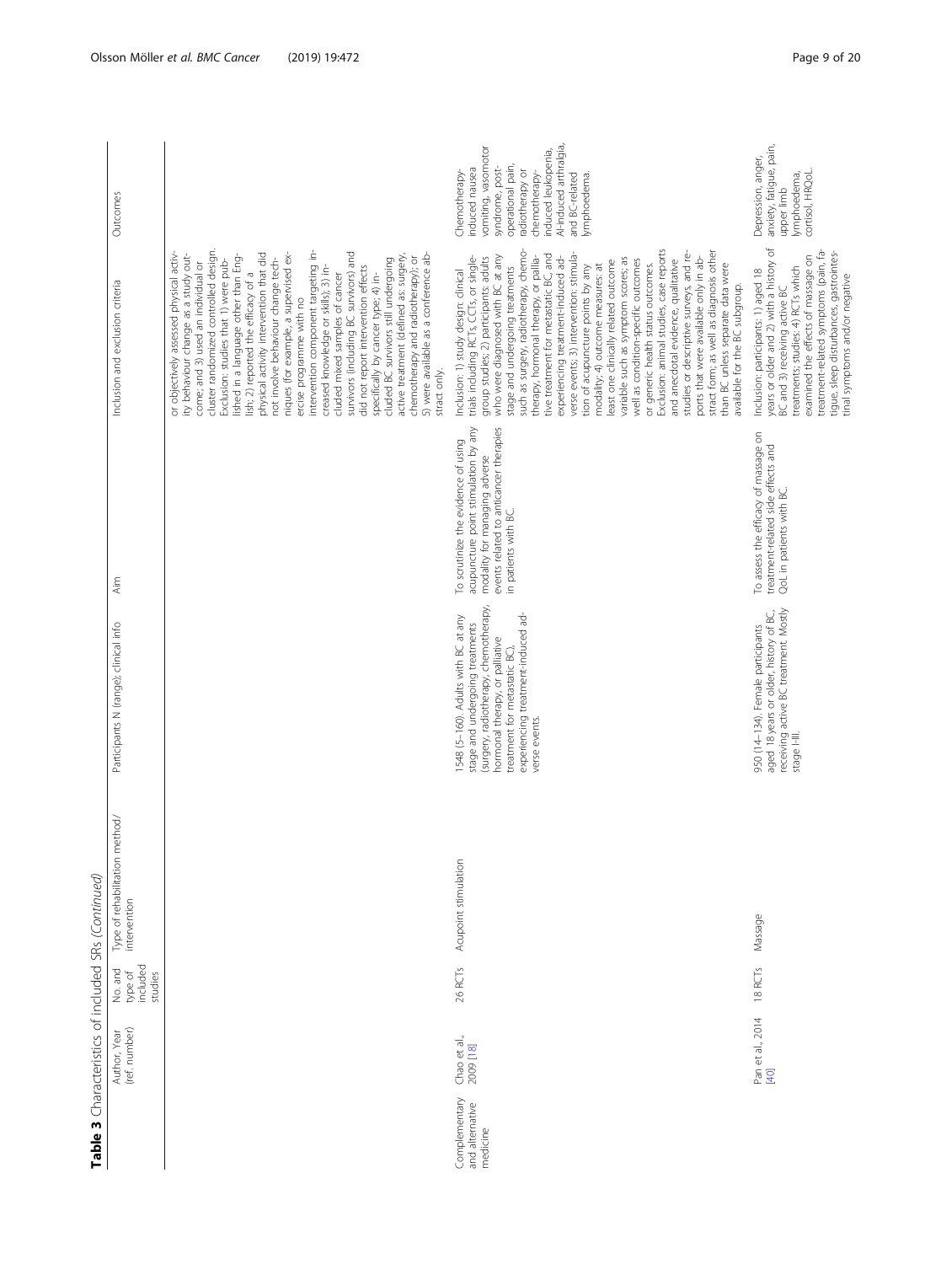**Table 3** Characteristics of included SRs *(Continued)*

| | Author, Year (ref. number) | No. and type of included studies | Type of rehabilitation method/ intervention | Participants N (range); clinical info | Aim | Inclusion and exclusion criteria | Outcomes |
|---|---|---|---|---|---|---|---|
| | | | | | | or objectively assessed physical activity behaviour change as a study outcome; and 3) used an individual or cluster randomized controlled design. Exclusion: studies that 1) were published in a language other than English; 2) reported the efficacy of a physical activity intervention that did not involve behaviour change techniques (for example, a supervised exercise programme with no intervention component targeting increased knowledge or skills); 3) included mixed samples of cancer survivors (including BC survivors) and did not report intervention effects specifically by cancer type; 4) included BC survivors still undergoing active treatment (defined as: surgery, chemotherapy and radiotherapy); or 5) were available as a conference abstract only. | |
| Complementary and alternative medicine | Chao et al., 2009 [18] | 26 RCTs | Acupoint stimulation | 1548 (5–160). Adults with BC at any stage and undergoing treatments (surgery, radiotherapy, chemotherapy, hormonal therapy, or palliative treatment for metastatic BC), experiencing treatment-induced adverse events. | To scrutinize the evidence of using acupuncture point stimulation by any modality for managing adverse events related to anticancer therapies in patients with BC. | Inclusion: 1) study design: clinical trials including RCTs, CCTs, or single-group studies; 2) participants: adults who were diagnosed with BC at any stage and undergoing treatments such as surgery, radiotherapy, chemotherapy, hormonal therapy, or palliative treatment for metastatic BC, and experiencing treatment-induced adverse events; 3) intervention: stimulation of acupuncture points by any modality; 4) outcome measures: at least one clinically related outcome variable such as symptom scores; as well as condition-specific outcomes or generic health status outcomes. Exclusion: animal studies, case reports and anecdotal evidence, qualitative studies or descriptive surveys, and reports that were available only in abstract form; as well as diagnosis other than BC unless separate data were available for the BC subgroup. | Chemotherapy-induced nausea vomiting, vasomotor syndrome, post-operational pain, radiotherapy or chemotherapy-induced leukopenia, AI-induced arthralgia, and BC-related lymphoedema. |
| | Pan et al., 2014 [40] | 18 RCTs | Massage | 950 (14–134). Female participants aged 18 years or older, history of BC, receiving active BC treatment. Mostly stage I-III. | To assess the efficacy of massage on treatment-related side effects and QoL in patients with BC. | Inclusion: participants: 1) aged 18 years or older and 2) with a history of BC and 3) receiving active BC treatments; studies: 4) RCTs which examined the effects of massage on treatment-related symptoms (pain, fatigue, sleep disturbances, gastrointestinal symptoms and/or negative | Depression, anger, anxiety, fatigue, pain, upper limb lymphoedema, cortisol, HRQoL. |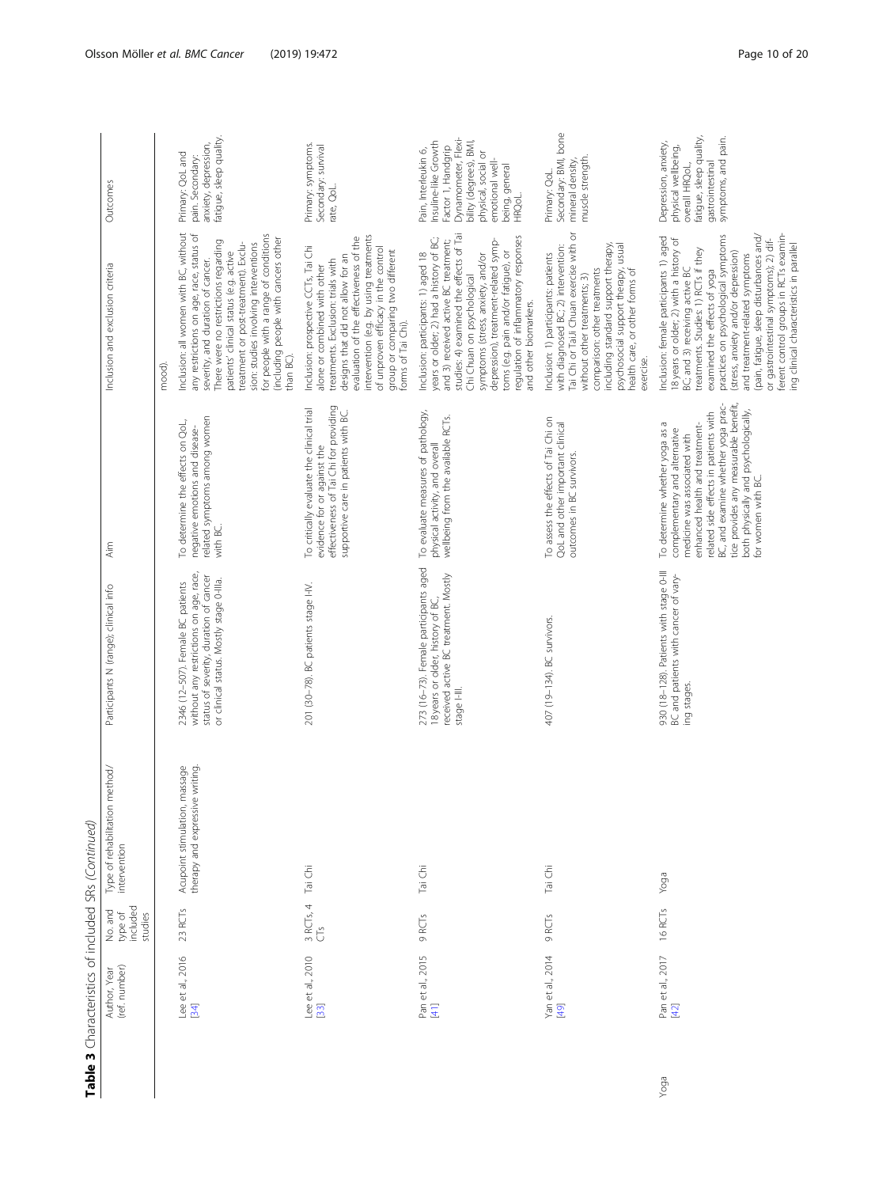**Table 3** Characteristics of included SRs *(Continued)*

| | Author, Year (ref. number) | No. and type of included studies | Type of rehabilitation method/ intervention | Participants N (range); clinical info | Aim | Inclusion and exclusion criteria | Outcomes |
|---|---|---|---|---|---|---|---|
| | | | | | | mood). | |
| | Lee et al., 2016 [34] | 23 RCTs | Acupoint stimulation, massage therapy and expressive writing. | 2346 (12–507). Female BC patients without any restrictions on age, race, status of severity, duration of cancer or clinical status. Mostly stage 0-IIIa. | To determine the effects on QoL, negative emotions and disease-related symptoms among women with BC. | Inclusion: all women with BC, without any restrictions on age, race, status of severity, and duration of cancer. There were no restrictions regarding patients' clinical status (e.g. active treatment or post-treatment). Exclusion: studies involving interventions for people with a range of conditions (including people with cancers other than BC). | Primary: QoL and pain. Secondary: anxiety, depression, fatigue, sleep quality. |
| | Lee et al., 2010 [33] | 3 RCTs, 4 CTs | Tai Chi | 201 (30–78). BC patients stage I-IV. | To critically evaluate the clinical trial evidence for or against the effectiveness of Tai Chi for providing supportive care in patients with BC. | Inclusion: prospective CCTs, Tai Chi alone or combined with other treatments. Exclusion: trials with designs that did not allow for an evaluation of the effectiveness of the intervention (e.g. by using treatments of unproven efficacy in the control group or comparing two different forms of Tai Chi). | Primary: symptoms. Secondary: survival rate, QoL. |
| | Pan et al., 2015 [41] | 9 RCTs | Tai Chi | 273 (16–73). Female participants aged 18 years or older, history of BC, received active BC treatment. Mostly stage I-III. | To evaluate measures of pathology, physical activity, and overall wellbeing from the available RCTs. | Inclusion: participants: 1) aged 18 years or older; 2) had a history of BC; and 3) received active BC treatment; studies: 4) examined the effects of Tai Chi Chuan on psychological symptoms (stress, anxiety, and/or depression), treatment-related symptoms (e.g. pain and/or fatigue), or regulation of inflammatory responses and other biomarkers. | Pain, Interleukin 6, Insuline-like Growth Factor 1, Handgrip Dynamometer, Flexibility (degrees), BMI, physical, social or emotional well-being, general HRQoL. |
| | Yan et al., 2014 [49] | 9 RCTs | Tai Chi | 407 (19–134). BC survivors. | To assess the effects of Tai Chi on QoL and other important clinical outcomes in BC survivors. | Inclusion: 1) participants: patients with diagnosed BC; 2) intervention: Tai Chi or TaiJi Chuan exercise with or without other treatments; 3) comparison: other treatments including standard support therapy, psychosocial support therapy, usual health care, or other forms of exercise. | Primary: QoL. Secondary: BMI, bone mineral density, muscle strength. |
| Yoga | Pan et al., 2017 [42] | 16 RCTs | Yoga | 930 (18–128). Patients with stage 0-III BC and patients with cancer of varying stages. | To determine whether yoga as a complementary and alternative medicine was associated with enhanced health and treatment-related side effects in patients with BC, and examine whether yoga practice provides any measurable benefit, both physically and psychologically, for women with BC. | Inclusion: female participants 1) aged 18 years or older; 2) with a history of BC; and 3) receiving active BC treatments. Studies: 1) RCTs if they examined the effects of yoga practices on psychological symptoms (stress, anxiety and/or depression) and treatment-related symptoms (pain, fatigue, sleep disturbances and/or gastrointestinal symptoms); 2) different control groups in RCTs examining clinical characteristics in parallel | Depression, anxiety, physical wellbeing, overall HRQoL, fatigue, sleep quality, gastrointestinal symptoms, and pain. |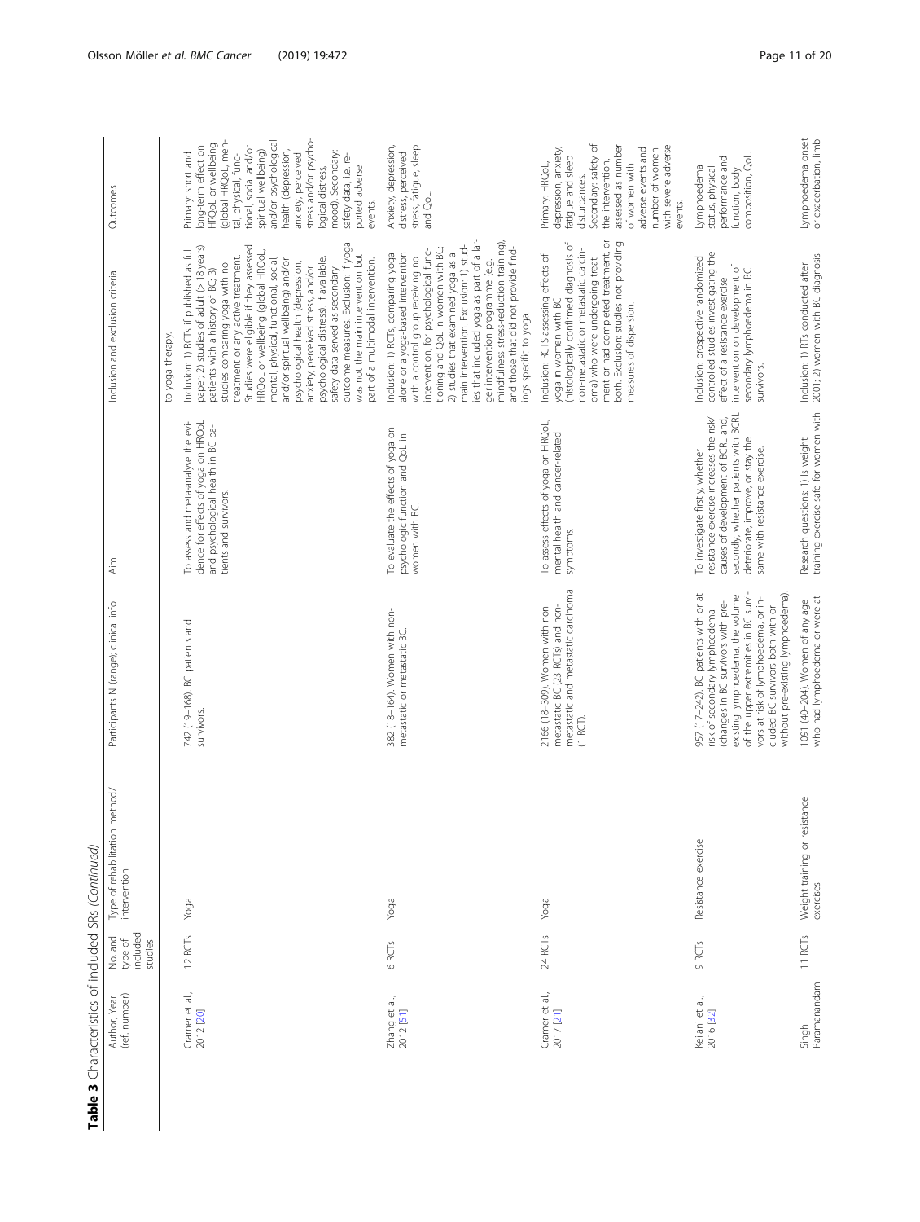**Table 3** Characteristics of included SRs *(Continued)*

| Author, Year (ref. number) | No. and type of included studies | Type of rehabilitation method/ intervention | Participants N (range); clinical info | Aim | Inclusion and exclusion criteria | Outcomes |
|---|---|---|---|---|---|---|
| | | | | | to yoga therapy. | |
| Cramer et al., 2012 [20] | 12 RCTs | Yoga | 742 (19–168). BC patients and survivors. | To assess and meta-analyse the evidence for effects of yoga on HRQoL and psychological health in BC patients and survivors. | Inclusion: 1) RCTs if published as full paper; 2) studies of adult (> 18 years) patients with a history of BC; 3) studies comparing yoga with no treatment or any active treatment. Studies were eligible if they assessed HRQoL or wellbeing (global HRQoL, mental, physical, functional, social, and/or spiritual wellbeing) and/or psychological health (depression, anxiety, perceived stress, and/or psychological distress). If available, safety data served as secondary outcome measures. Exclusion: if yoga was not the main intervention but part of a multimodal intervention. | Primary: short and long-term effect on HRQoL or wellbeing (global HRQoL, mental, physical, functional, social and/or spiritual wellbeing) and/or psychological health (depression, anxiety, perceived stress and/or psychological distress, mood). Secondary: safety data, i.e. reported adverse events. |
| Zhang et al., 2012 [51] | 6 RCTs | Yoga | 382 (18–164). Women with non-metastatic or metastatic BC. | To evaluate the effects of yoga on psychologic function and QoL in women with BC. | Inclusion: 1) RCTs, comparing yoga alone or a yoga-based intervention with a control group receiving no intervention, for psychological functioning and QoL in women with BC; 2) studies that examined yoga as a main intervention. Exclusion: 1) studies that included yoga as part of a larger intervention programme (e.g. mindfulness stress-reduction training), and those that did not provide findings specific to yoga. | Anxiety, depression, distress, perceived stress, fatigue, sleep and QoL. |
| Cramer et al., 2017 [21] | 24 RCTs | Yoga | 2166 (18–309). Women with non-metastatic BC (23 RCTs) and non-metastatic and metastatic carcinoma (1 RCT). | To assess effects of yoga on HRQoL, mental health and cancer-related symptoms. | Inclusion: RCTs assessing effects of yoga in women with BC (histologically confirmed diagnosis of non-metastatic or metastatic carcinoma) who were undergoing treatment or had completed treatment, or both. Exclusion: studies not providing measures of dispersion. | Primary: HRQoL, depression, anxiety, fatigue and sleep disturbances. Secondary: safety of the intervention, assessed as number of women with adverse events and number of women with severe adverse events. |
| Keilani et al., 2016 [32] | 9 RCTs | Resistance exercise | 957 (17–242). BC patients with or at risk of secondary lymphoedema (changes in BC survivors with pre-existing lymphoedema, the volume of the upper extremities in BC survivors at risk of lymphoedema, or included BC survivors both with or without pre-existing lymphoedema). | To investigate firstly, whether resistance exercise increases the risk/causes of development of BCRL and, secondly, whether patients with BCRL deteriorate, improve, or stay the same with resistance exercise. | Inclusion: prospective randomized controlled studies investigating the effect of a resistance exercise intervention on development of secondary lymphoedema in BC survivors. | Lymphoedema status, physical performance and function, body composition, QoL. |
| Singh Paramanandam | 11 RCTs | Weight training or resistance exercises | 1091 (40–204). Women of any age who had lymphoedema or were at | Research questions: 1) Is weight training exercise safe for women with | Inclusion: 1) RTs conducted after 2001; 2) women with BC diagnosis | Lymphoedema onset or exacerbation, limb |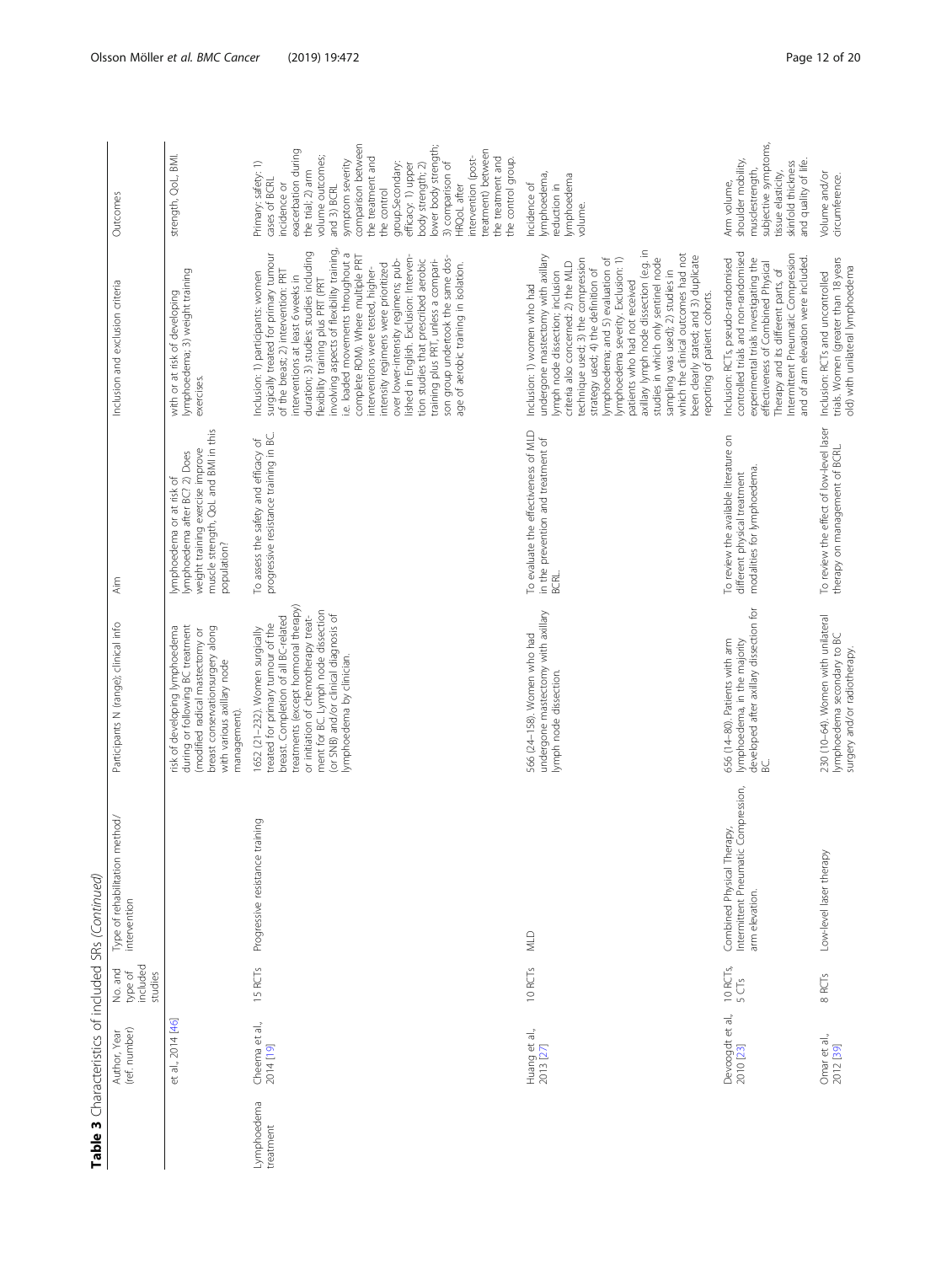**Table 3** Characteristics of included SRs *(Continued)*

| | Author, Year (ref. number) | No. and type of included studies | Type of rehabilitation method/ intervention | Participants N (range); clinical info | Aim | Inclusion and exclusion criteria | Outcomes |
|---|---|---|---|---|---|---|---|
| | et al., 2014 [46] | | | risk of developing lymphoedema during or following BC treatment (modified radical mastectomy or breast conservationsurgery along with various axillary node management). | lymphoedema or at risk of lymphoedema after BC? 2) Does weight training exercise improve muscle strength, QoL and BMI in this population? | with or at risk of developing lymphoedema; 3) weight training exercises. | strength, QoL, BMI. |
| Lymphoedema treatment | Cheema et al., 2014 [19] | 15 RCTs | Progressive resistance training | 1652 (21–232). Women surgically treated for primary tumour of the breast. Completion of all BC-related treatments (except hormonal therapy) or initiation of chemotherapy treatment for BC. Lymph node dissection (or SNB) and/or clinical diagnosis of lymphoedema by clinician. | To assess the safety and efficacy of progressive resistance training in BC. | Inclusion: 1) participants: women surgically treated for primary tumour of the breast; 2) intervention: PRT interventions at least 6 weeks in duration; 3) studies: studies including flexibility training plus PRT (PRT involving aspects of flexibility training, i.e. loaded movements throughout a complete ROM). Where multiple PRT interventions were tested, higher-intensity regimens were prioritized over lower-intensity regimens; published in English. Exclusion: Intervention studies that prescribed aerobic training plus PRT, unless a comparison group undertook the same dosage of aerobic training in isolation. | Primary: safety: 1) cases of BCRL incidence or exacerbation during the trial; 2) arm volume outcomes; and 3) BCRL symptom severity comparison between the treatment and the control group.Secondary: efficacy: 1) upper body strength; 2) lower body strength; 3) comparison of HRQoL after intervention (post-treatment) between the treatment and the control group. |
| | Huang et al., 2013 [27] | 10 RCTs | MLD | 566 (24–158). Women who had undergone mastectomy with axillary lymph node dissection. | To evaluate the effectiveness of MLD in the prevention and treatment of BCRL. | Inclusion: 1) women who had undergone mastectomy with axillary lymph node dissection; inclusion criteria also concerned: 2) the MLD technique used; 3) the compression strategy used; 4) the definition of lymphoedema; and 5) evaluation of lymphoedema severity. Exclusion: 1) patients who had not received axillary lymph node dissection (eg. in studies in which only sentinel node sampling was used); 2) studies in which the clinical outcomes had not been clearly stated; and 3) duplicate reporting of patient cohorts. | Incidence of lymphoedema, reduction in lymphoedema volume. |
| | Devoogdt et al., 2010 [23] | 10 RCTs, 5 CTs | Combined Physical Therapy, Intermittent Pneumatic Compression, arm elevation. | 656 (14–80). Patients with arm lymphoedema, in the majority developed after axillary dissection for BC. | To review the available literature on different physical treatment modalities for lymphoedema. | Inclusion: RCTs, pseudo-randomised controlled trials and non-randomised experimental trials investigating the effectiveness of Combined Physical Therapy and its different parts, of Intermittent Pneumatic Compression and of arm elevation were included. | Arm volume, shoulder mobility, musclestrength, subjective symptoms, tissue elasticity, skinfold thickness and quality of life. |
| | Omar et al., 2012 [39] | 8 RCTs | Low-level laser therapy | 230 (10–64). Women with unilateral lymphoedema secondary to BC surgery and/or radiotherapy. | To review the effect of low-level laser therapy on management of BCRL. | Inclusion: RCTs and uncontrolled trials. Women (greater than 18 years old) with unilateral lymphoedema | Volume and/or circumference. |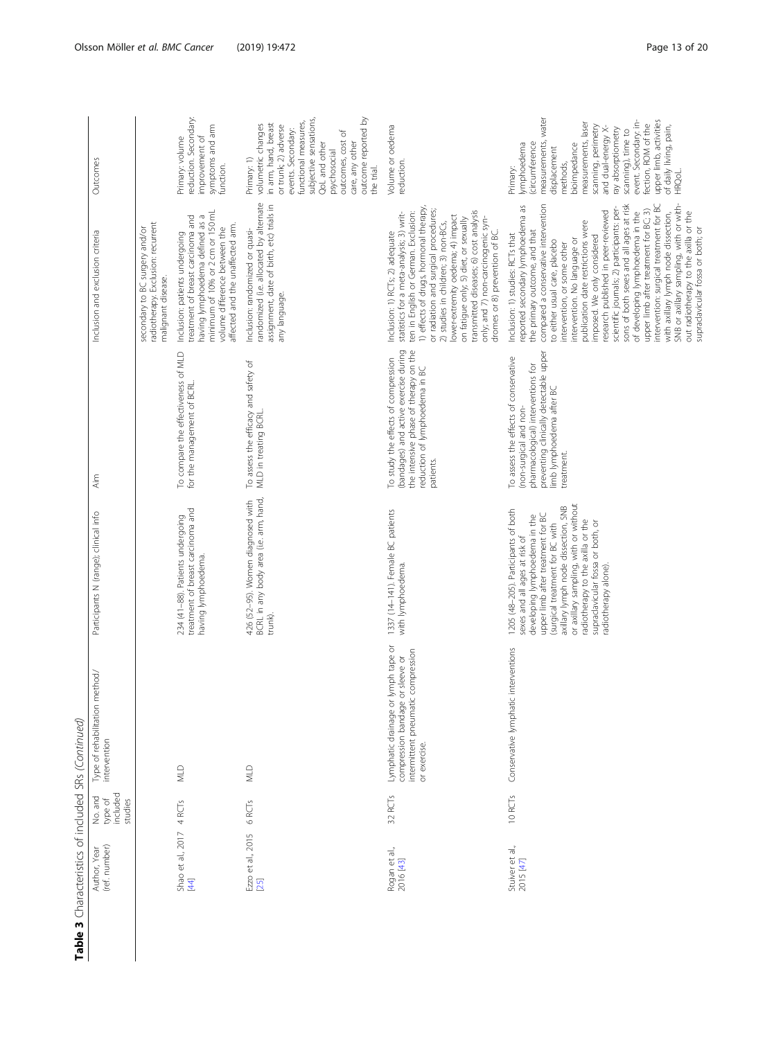**Table 3** Characteristics of included SRs *(Continued)*

| Author, Year (ref. number) | No. and type of included studies | Type of rehabilitation method/ intervention | Participants N (range); clinical info | Aim | Inclusion and exclusion criteria | Outcomes |
|---|---|---|---|---|---|---|
| | | | | | secondary to BC surgery and/or radiotherapy. Exclusion: recurrent malignant disease. | |
| Shao et al., 2017 [44] | 4 RCTs | MLD | 234 (41–88). Patients undergoing treatment of breast carcinoma and having lymphoedema. | To compare the effectiveness of MLD for the management of BCRL. | Inclusion: patients undergoing treatment of breast carcinoma and having lymphoedema defined as a minimum of 10% or 2 cm or 150 mL volume difference between the affected and the unaffected arm. | Primary: volume reduction. Secondary: improvement of symptoms and arm function. |
| Ezzo et al., 2015 [25] | 6 RCTs | MLD | 426 (52–95). Women diagnosed with BCRL in any body area (i.e. arm, hand, trunk). | To assess the efficacy and safety of MLD in treating BCRL. | Inclusion: randomized or quasi-randomized (i.e. allocated by alternate assignment, date of birth, etc) trials in any language. | Primary: 1) volumetric changes in arm, hand, breast or trunk; 2) adverse events. Secondary: functional measures, subjective sensations, QoL and other psychosocial outcomes, cost of care, any other outcome reported by the trial. |
| Rogan et al., 2016 [43] | 32 RCTs | Lymphatic drainage or lymph tape or compression bandage or sleeve or intermittent pneumatic compression or exercise. | 1337 (14–141). Female BC patients with lymphoedema. | To study the effects of compression (bandages) and active exercise during the intensive phase of therapy on the reduction of lymphoedema in BC patients. | Inclusion: 1) RCTs; 2) adequate statistics for a meta-analysis; 3) written in English or German. Exclusion: 1) effects of drugs, hormonal therapy, or radiation and surgical procedures; 2) studies in children; 3) non-BCs, lower-extremity oedema; 4) impact on fatigue only; 5) diet, or sexually transmitted diseases; 6) cost analysis only; and 7) non-carcinogenic syndromes or 8) prevention of BC. | Volume or oedema reduction. |
| Stuiver et al., 2015 [47] | 10 RCTs | Conservative lymphatic interventions | 1205 (48–205). Participants of both sexes and all ages at risk of developing lymphoedema in the upper limb after treatment for BC (surgical treatment for BC with axillary lymph node dissection, SNB or axillary sampling, with or without radiotherapy to the axilla or the supraclavicular fossa or both, or radiotherapy alone). | To assess the effects of conservative (non-surgical and non-pharmacological) interventions for preventing clinically detectable upper limb lymphoedema after BC treatment. | Inclusion: 1) studies: RCTs that reported secondary lymphoedema as the primary outcome, and that compared a conservative intervention to either usual care, placebo intervention, or some other intervention. No language or publication date restrictions were imposed. We only considered research published in peer-reviewed scientific journals; 2) participants: persons of both sexes and all ages at risk of developing lymphoedema in the upper limb after treatment for BC; 3) intervention: surgical treatment for BC with axillary lymph node dissection, SNB or axillary sampling, with or without radiotherapy to the axilla or the supraclavicular fossa or both; or | Primary: lymphoedema (circumference measurements, water displacement methods, bioimpedance measurements, laser scanning, perimetry and dual-energy X-ray absorptiometry scanning), time to event. Secondary: infection, ROM of the upper limb, activities of daily living, pain, HRQoL. |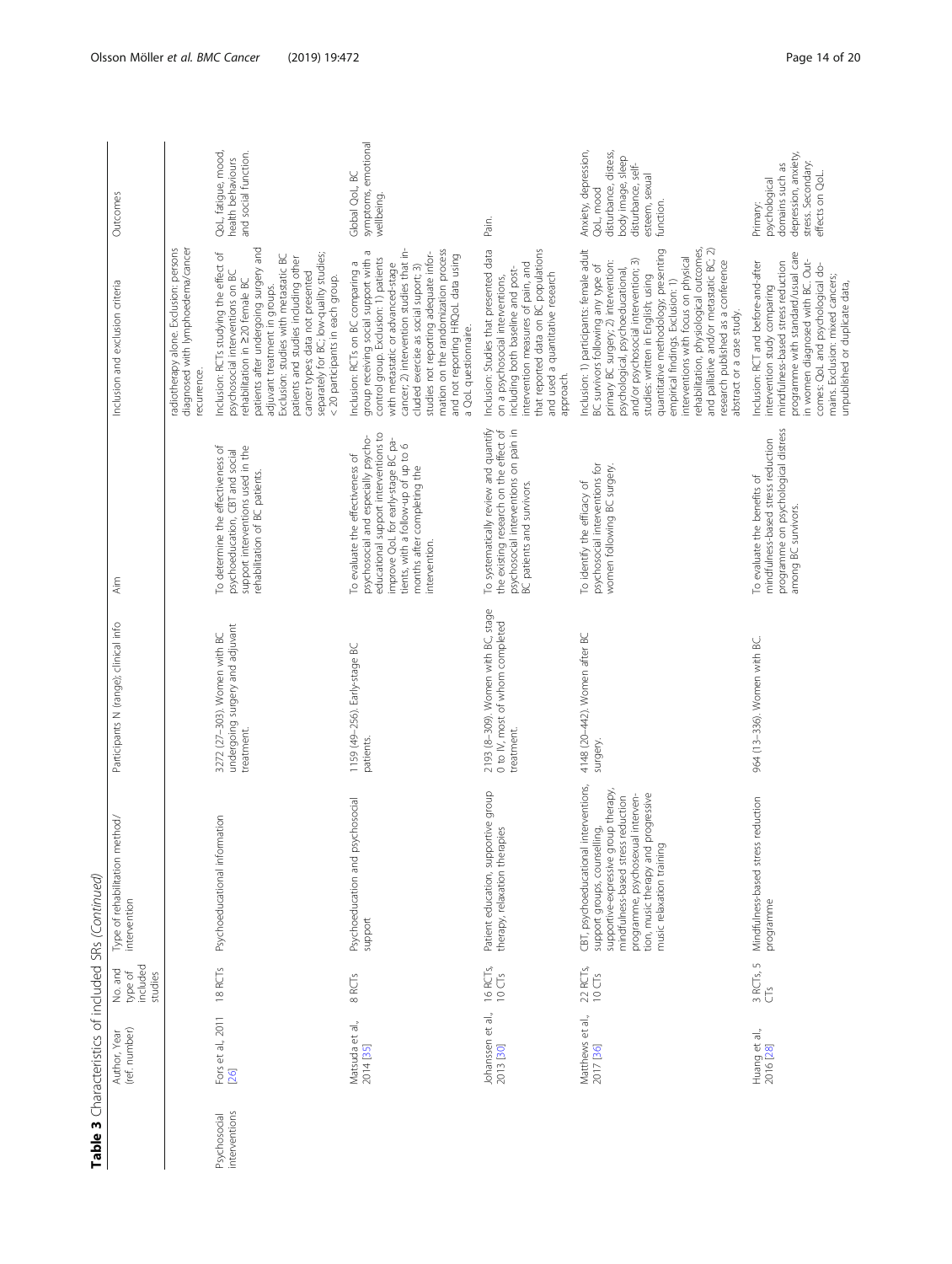**Table 3** Characteristics of included SRs *(Continued)*

| | Author, Year (ref. number) | No. and type of included studies | Type of rehabilitation method/ intervention | Participants N (range); clinical info | Aim | Inclusion and exclusion criteria | Outcomes |
|---|---|---|---|---|---|---|---|
| | | | | | | radiotherapy alone. Exclusion: persons diagnosed with lymphoedema/cancer recurrence. | |
| Psychosocial interventions | Fors et al., 2011 [26] | 18 RCTs | Psychoeducational information | 3272 (27–303). Women with BC undergoing surgery and adjuvant treatment. | To determine the effectiveness of psychoeducation, CBT and social support interventions used in the rehabilitation of BC patients. | Inclusion: RCTs studying the effect of psychosocial interventions on BC rehabilitation in ≥20 female BC patients after undergoing surgery and adjuvant treatment in groups. Exclusion: studies with metastatic BC patients and studies including other cancer types; data not presented separately for BC; low-quality studies; < 20 participants in each group. | QoL, fatigue, mood, health behaviours and social function. |
| | Matsuda et al., 2014 [35] | 8 RCTs | Psychoeducation and psychosocial support | 1159 (49–256). Early-stage BC patients. | To evaluate the effectiveness of psychosocial and especially psycho-educational support interventions to improve QoL for early-stage BC patients, with a follow-up of up to 6 months after completing the intervention. | Inclusion: RCTs on BC comparing a group receiving social support with a control group. Exclusion: 1) patients with metastatic or advanced-stage cancer; 2) intervention studies that included exercise as social suport; 3) studies not reporting adequate information on the randomization process and not reporting HRQoL data using a QoL questionnaire. | Global QoL, BC symptoms, emotional wellbeing. |
| | Johanssen et al., 2013 [30] | 16 RCTs, 10 CTs | Patient education, supportive group therapy, relaxation therapies | 2193 (8–309). Women with BC, stage 0 to IV, most of whom completed treatment. | To systematically review and quantify the existing research on the effect of psychosocial interventions on pain in BC patients and survivors. | Inclusion: Studies that presented data on a psychosocial interventions, including both baseline and post-intervention measures of pain, and that reported data on BC populations and used a quantitative research approach. | Pain. |
| | Matthews et al., 2017 [36] | 22 RCTs, 10 CTs | CBT, psychoeducational interventions, support groups, counselling, supportive-expressive group therapy, mindfulness-based stress reduction programme, psychosexual intervention, music therapy and progressive music relaxation training | 4148 (20–442). Women after BC surgery. | To identify the efficacy of psychosocial interventions for women following BC surgery. | Inclusion: 1) participants: female adult BC survivors following any type of primary BC surgery; 2) intervention: psychological, psychoeducational, and/or psychosocial intervention; 3) studies: written in English; using quantitative methodology; presenting empirical findings. Exclusion: 1) interventions with focus on physical rehabilitation, physiological outcomes, and palliative and/or metastatic BC; 2) research published as a conference abstract or a case study. | Anxiety, depression, QoL, mood disturbance, distress, body image, sleep disturbance, self-esteem, sexual function. |
| | Huang et al., 2016 [28] | 3 RCTs, 5 CTs | Mindfulness-based stress reduction programme | 964 (13–336). Women with BC. | To evaluate the benefits of mindfulness-based stress reduction programme on psychological distress among BC survivors. | Inclusion: RCT and before-and-after intervention study comparing mindfulness-based stress reduction programme with standard/usual care in women diagnosed with BC. Outcomes: QoL and psychological domains. Exclusion: mixed cancers; unpublished or duplicate data. | Primary: psychological domains such as depression, anxiety, stress. Secondary: effects on QoL. |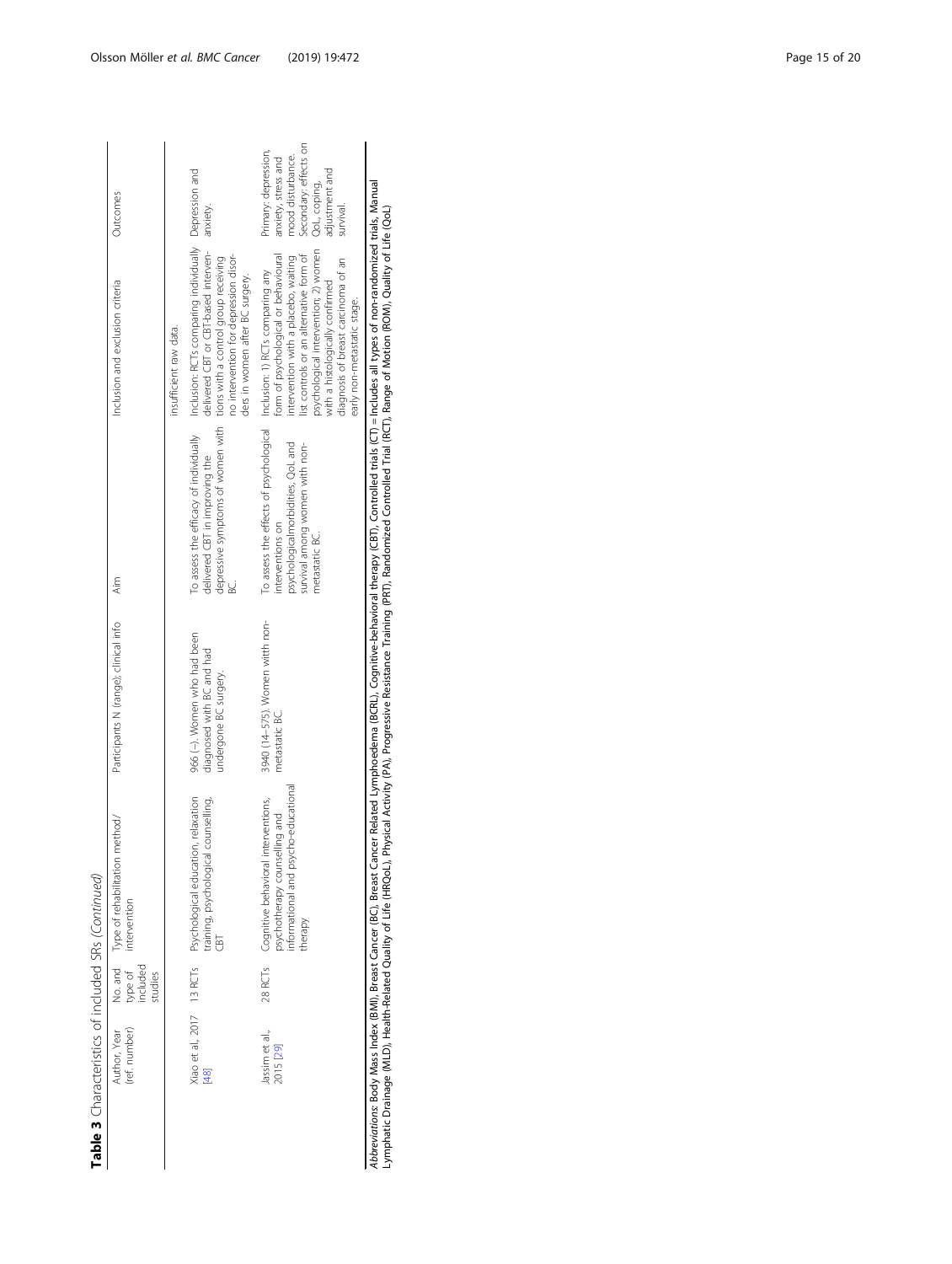**Table 3** Characteristics of included SRs *(Continued)*

| Author, Year (ref. number) | No. and type of included studies | Type of rehabilitation method/ intervention | Participants N (range); clinical info | Aim | Inclusion and exclusion criteria | Outcomes |
|---|---|---|---|---|---|---|
| | | | | | insufficient raw data. | |
| Xiao et al., 2017 [48] | 13 RCTs | Psychological education, relaxation training, psychological counselling, CBT | 966 (−). Women who had been diagnosed with BC and had undergone BC surgery. | To assess the efficacy of individually delivered CBT in improving the depressive symptoms of women with BC. | Inclusion: RCTs comparing individually delivered CBT or CBT-based interventions with a control group receiving no intervention for depression disorders in women after BC surgery. | Depression and anxiety. |
| Jassim et al., 2015 [29] | 28 RCTs | Cognitive behavioral interventions, psychotherapy counselling and informational and psycho-educational therapy | 3940 (14–575). Women witth non-metastatic BC. | To assess the effects of psychological interventions on psychologicalmorbidities, QoL and survival among women with non-metastatic BC. | Inclusion: 1) RCTs comparing any form of psychological or behavioural intervention with a placebo, waiting list controls or an alternative form of psychological intervention; 2) women with a histologically confirmed diagnosis of breast carcinoma of an early non-metastatic stage. | Primary: depression, anxiety, stress and mood disturbance. Secondary: effects on QoL, coping, adjustment and survival. |

*Abbreviations*: Body Mass Index (BMI), Breast Cancer (BC), Breast Cancer Related Lymphoedema (BCRL), Cognitive-behavioral therapy (CBT), Controlled trials (CT) = Includes all types of non-randomized trials, Manual Lymphatic Drainage (MLD), Health-Related Quality of Life (HRQoL), Physical Activity (PA), Progressive Resistance Training (PRT), Randomized Controlled Trial (RCT), Range of Motion (ROM), Quality of Life (QoL)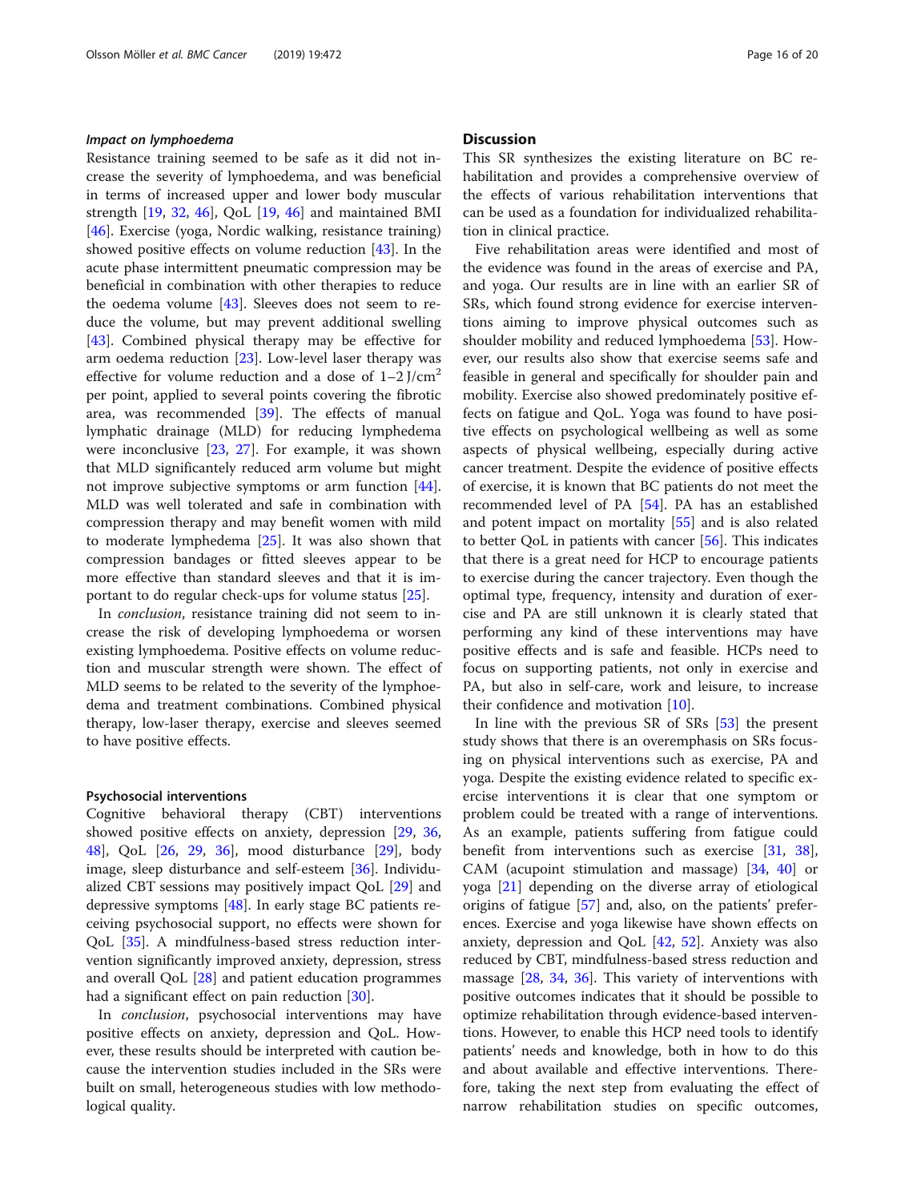#### *Impact on lymphoedema*

Resistance training seemed to be safe as it did not increase the severity of lymphoedema, and was beneficial in terms of increased upper and lower body muscular strength [19, 32, 46], QoL [19, 46] and maintained BMI [46]. Exercise (yoga, Nordic walking, resistance training) showed positive effects on volume reduction [43]. In the acute phase intermittent pneumatic compression may be beneficial in combination with other therapies to reduce the oedema volume [43]. Sleeves does not seem to reduce the volume, but may prevent additional swelling [43]. Combined physical therapy may be effective for arm oedema reduction [23]. Low-level laser therapy was effective for volume reduction and a dose of 1–2 J/cm$^2$ per point, applied to several points covering the fibrotic area, was recommended [39]. The effects of manual lymphatic drainage (MLD) for reducing lymphedema were inconclusive [23, 27]. For example, it was shown that MLD significantely reduced arm volume but might not improve subjective symptoms or arm function [44]. MLD was well tolerated and safe in combination with compression therapy and may benefit women with mild to moderate lymphedema [25]. It was also shown that compression bandages or fitted sleeves appear to be more effective than standard sleeves and that it is important to do regular check-ups for volume status [25].

In *conclusion*, resistance training did not seem to increase the risk of developing lymphoedema or worsen existing lymphoedema. Positive effects on volume reduction and muscular strength were shown. The effect of MLD seems to be related to the severity of the lymphoedema and treatment combinations. Combined physical therapy, low-laser therapy, exercise and sleeves seemed to have positive effects.

### Psychosocial interventions

Cognitive behavioral therapy (CBT) interventions showed positive effects on anxiety, depression [29, 36, 48], QoL [26, 29, 36], mood disturbance [29], body image, sleep disturbance and self-esteem [36]. Individualized CBT sessions may positively impact QoL [29] and depressive symptoms [48]. In early stage BC patients receiving psychosocial support, no effects were shown for QoL [35]. A mindfulness-based stress reduction intervention significantly improved anxiety, depression, stress and overall QoL [28] and patient education programmes had a significant effect on pain reduction [30].

In *conclusion*, psychosocial interventions may have positive effects on anxiety, depression and QoL. However, these results should be interpreted with caution because the intervention studies included in the SRs were built on small, heterogeneous studies with low methodological quality.

## Discussion

This SR synthesizes the existing literature on BC rehabilitation and provides a comprehensive overview of the effects of various rehabilitation interventions that can be used as a foundation for individualized rehabilitation in clinical practice.

Five rehabilitation areas were identified and most of the evidence was found in the areas of exercise and PA, and yoga. Our results are in line with an earlier SR of SRs, which found strong evidence for exercise interventions aiming to improve physical outcomes such as shoulder mobility and reduced lymphoedema [53]. However, our results also show that exercise seems safe and feasible in general and specifically for shoulder pain and mobility. Exercise also showed predominately positive effects on fatigue and QoL. Yoga was found to have positive effects on psychological wellbeing as well as some aspects of physical wellbeing, especially during active cancer treatment. Despite the evidence of positive effects of exercise, it is known that BC patients do not meet the recommended level of PA [54]. PA has an established and potent impact on mortality [55] and is also related to better QoL in patients with cancer [56]. This indicates that there is a great need for HCP to encourage patients to exercise during the cancer trajectory. Even though the optimal type, frequency, intensity and duration of exercise and PA are still unknown it is clearly stated that performing any kind of these interventions may have positive effects and is safe and feasible. HCPs need to focus on supporting patients, not only in exercise and PA, but also in self-care, work and leisure, to increase their confidence and motivation [10].

In line with the previous SR of SRs [53] the present study shows that there is an overemphasis on SRs focusing on physical interventions such as exercise, PA and yoga. Despite the existing evidence related to specific exercise interventions it is clear that one symptom or problem could be treated with a range of interventions. As an example, patients suffering from fatigue could benefit from interventions such as exercise [31, 38], CAM (acupoint stimulation and massage) [34, 40] or yoga [21] depending on the diverse array of etiological origins of fatigue [57] and, also, on the patients' preferences. Exercise and yoga likewise have shown effects on anxiety, depression and QoL [42, 52]. Anxiety was also reduced by CBT, mindfulness-based stress reduction and massage [28, 34, 36]. This variety of interventions with positive outcomes indicates that it should be possible to optimize rehabilitation through evidence-based interventions. However, to enable this HCP need tools to identify patients' needs and knowledge, both in how to do this and about available and effective interventions. Therefore, taking the next step from evaluating the effect of narrow rehabilitation studies on specific outcomes,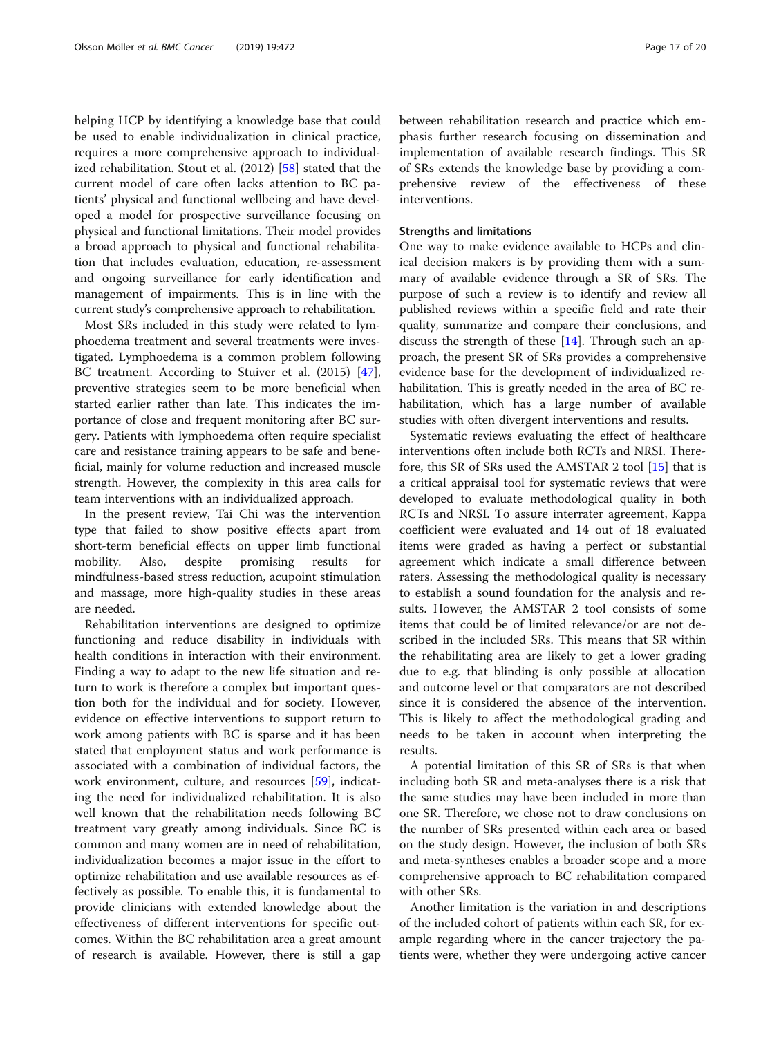helping HCP by identifying a knowledge base that could be used to enable individualization in clinical practice, requires a more comprehensive approach to individualized rehabilitation. Stout et al. (2012) [58] stated that the current model of care often lacks attention to BC patients' physical and functional wellbeing and have developed a model for prospective surveillance focusing on physical and functional limitations. Their model provides a broad approach to physical and functional rehabilitation that includes evaluation, education, re-assessment and ongoing surveillance for early identification and management of impairments. This is in line with the current study's comprehensive approach to rehabilitation.

Most SRs included in this study were related to lymphoedema treatment and several treatments were investigated. Lymphoedema is a common problem following BC treatment. According to Stuiver et al. (2015) [47], preventive strategies seem to be more beneficial when started earlier rather than late. This indicates the importance of close and frequent monitoring after BC surgery. Patients with lymphoedema often require specialist care and resistance training appears to be safe and beneficial, mainly for volume reduction and increased muscle strength. However, the complexity in this area calls for team interventions with an individualized approach.

In the present review, Tai Chi was the intervention type that failed to show positive effects apart from short-term beneficial effects on upper limb functional mobility. Also, despite promising results for mindfulness-based stress reduction, acupoint stimulation and massage, more high-quality studies in these areas are needed.

Rehabilitation interventions are designed to optimize functioning and reduce disability in individuals with health conditions in interaction with their environment. Finding a way to adapt to the new life situation and return to work is therefore a complex but important question both for the individual and for society. However, evidence on effective interventions to support return to work among patients with BC is sparse and it has been stated that employment status and work performance is associated with a combination of individual factors, the work environment, culture, and resources [59], indicating the need for individualized rehabilitation. It is also well known that the rehabilitation needs following BC treatment vary greatly among individuals. Since BC is common and many women are in need of rehabilitation, individualization becomes a major issue in the effort to optimize rehabilitation and use available resources as effectively as possible. To enable this, it is fundamental to provide clinicians with extended knowledge about the effectiveness of different interventions for specific outcomes. Within the BC rehabilitation area a great amount of research is available. However, there is still a gap between rehabilitation research and practice which emphasis further research focusing on dissemination and implementation of available research findings. This SR of SRs extends the knowledge base by providing a comprehensive review of the effectiveness of these interventions.

## Strengths and limitations

One way to make evidence available to HCPs and clinical decision makers is by providing them with a summary of available evidence through a SR of SRs. The purpose of such a review is to identify and review all published reviews within a specific field and rate their quality, summarize and compare their conclusions, and discuss the strength of these [14]. Through such an approach, the present SR of SRs provides a comprehensive evidence base for the development of individualized rehabilitation. This is greatly needed in the area of BC rehabilitation, which has a large number of available studies with often divergent interventions and results.

Systematic reviews evaluating the effect of healthcare interventions often include both RCTs and NRSI. Therefore, this SR of SRs used the AMSTAR 2 tool [15] that is a critical appraisal tool for systematic reviews that were developed to evaluate methodological quality in both RCTs and NRSI. To assure interrater agreement, Kappa coefficient were evaluated and 14 out of 18 evaluated items were graded as having a perfect or substantial agreement which indicate a small difference between raters. Assessing the methodological quality is necessary to establish a sound foundation for the analysis and results. However, the AMSTAR 2 tool consists of some items that could be of limited relevance/or are not described in the included SRs. This means that SR within the rehabilitating area are likely to get a lower grading due to e.g. that blinding is only possible at allocation and outcome level or that comparators are not described since it is considered the absence of the intervention. This is likely to affect the methodological grading and needs to be taken in account when interpreting the results.

A potential limitation of this SR of SRs is that when including both SR and meta-analyses there is a risk that the same studies may have been included in more than one SR. Therefore, we chose not to draw conclusions on the number of SRs presented within each area or based on the study design. However, the inclusion of both SRs and meta-syntheses enables a broader scope and a more comprehensive approach to BC rehabilitation compared with other SRs.

Another limitation is the variation in and descriptions of the included cohort of patients within each SR, for example regarding where in the cancer trajectory the patients were, whether they were undergoing active cancer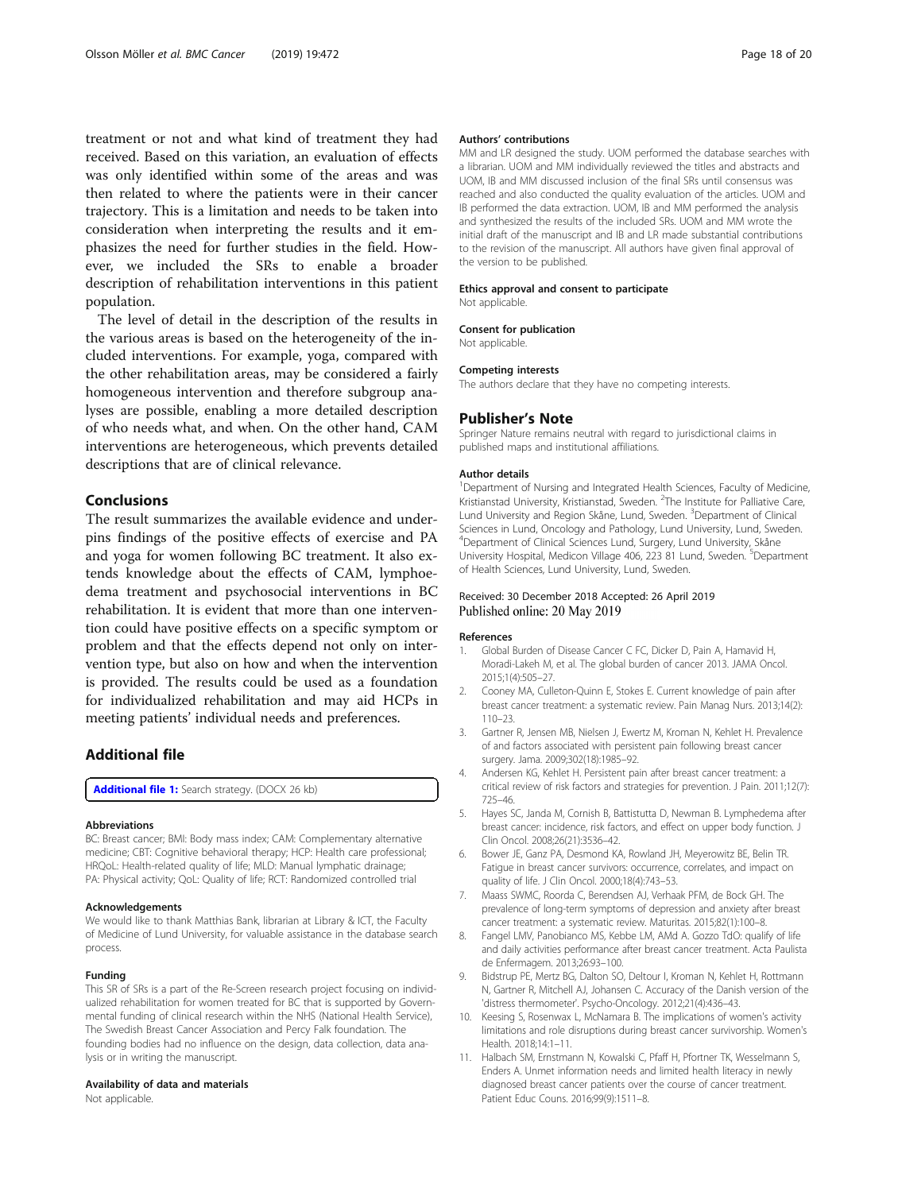treatment or not and what kind of treatment they had received. Based on this variation, an evaluation of effects was only identified within some of the areas and was then related to where the patients were in their cancer trajectory. This is a limitation and needs to be taken into consideration when interpreting the results and it emphasizes the need for further studies in the field. However, we included the SRs to enable a broader description of rehabilitation interventions in this patient population.

The level of detail in the description of the results in the various areas is based on the heterogeneity of the included interventions. For example, yoga, compared with the other rehabilitation areas, may be considered a fairly homogeneous intervention and therefore subgroup analyses are possible, enabling a more detailed description of who needs what, and when. On the other hand, CAM interventions are heterogeneous, which prevents detailed descriptions that are of clinical relevance.

## Conclusions

The result summarizes the available evidence and underpins findings of the positive effects of exercise and PA and yoga for women following BC treatment. It also extends knowledge about the effects of CAM, lymphoedema treatment and psychosocial interventions in BC rehabilitation. It is evident that more than one intervention could have positive effects on a specific symptom or problem and that the effects depend not only on intervention type, but also on how and when the intervention is provided. The results could be used as a foundation for individualized rehabilitation and may aid HCPs in meeting patients' individual needs and preferences.

## Additional file

**Additional file 1:** Search strategy. (DOCX 26 kb)

#### Abbreviations

BC: Breast cancer; BMI: Body mass index; CAM: Complementary alternative medicine; CBT: Cognitive behavioral therapy; HCP: Health care professional; HRQoL: Health-related quality of life; MLD: Manual lymphatic drainage; PA: Physical activity; QoL: Quality of life; RCT: Randomized controlled trial

#### Acknowledgements

We would like to thank Matthias Bank, librarian at Library & ICT, the Faculty of Medicine of Lund University, for valuable assistance in the database search process.

#### Funding

This SR of SRs is a part of the Re-Screen research project focusing on individualized rehabilitation for women treated for BC that is supported by Governmental funding of clinical research within the NHS (National Health Service), The Swedish Breast Cancer Association and Percy Falk foundation. The founding bodies had no influence on the design, data collection, data analysis or in writing the manuscript.

#### Availability of data and materials

Not applicable.

#### Authors' contributions

MM and LR designed the study. UOM performed the database searches with a librarian. UOM and MM individually reviewed the titles and abstracts and UOM, IB and MM discussed inclusion of the final SRs until consensus was reached and also conducted the quality evaluation of the articles. UOM and IB performed the data extraction. UOM, IB and MM performed the analysis and synthesized the results of the included SRs. UOM and MM wrote the initial draft of the manuscript and IB and LR made substantial contributions to the revision of the manuscript. All authors have given final approval of the version to be published.

#### Ethics approval and consent to participate

Not applicable.

#### Consent for publication

Not applicable.

#### Competing interests

The authors declare that they have no competing interests.

## Publisher's Note

Springer Nature remains neutral with regard to jurisdictional claims in published maps and institutional affiliations.

#### Author details

[1]Department of Nursing and Integrated Health Sciences, Faculty of Medicine, Kristianstad University, Kristianstad, Sweden. [2]The Institute for Palliative Care, Lund University and Region Skåne, Lund, Sweden. [3]Department of Clinical Sciences in Lund, Oncology and Pathology, Lund University, Lund, Sweden. [4]Department of Clinical Sciences Lund, Surgery, Lund University, Skåne University Hospital, Medicon Village 406, 223 81 Lund, Sweden. [5]Department of Health Sciences, Lund University, Lund, Sweden.

Received: 30 December 2018 Accepted: 26 April 2019
Published online: 20 May 2019

#### References

1. Global Burden of Disease Cancer C FC, Dicker D, Pain A, Hamavid H, Moradi-Lakeh M, et al. The global burden of cancer 2013. JAMA Oncol. 2015;1(4):505–27.
2. Cooney MA, Culleton-Quinn E, Stokes E. Current knowledge of pain after breast cancer treatment: a systematic review. Pain Manag Nurs. 2013;14(2): 110–23.
3. Gartner R, Jensen MB, Nielsen J, Ewertz M, Kroman N, Kehlet H. Prevalence of and factors associated with persistent pain following breast cancer surgery. Jama. 2009;302(18):1985–92.
4. Andersen KG, Kehlet H. Persistent pain after breast cancer treatment: a critical review of risk factors and strategies for prevention. J Pain. 2011;12(7): 725–46.
5. Hayes SC, Janda M, Cornish B, Battistutta D, Newman B. Lymphedema after breast cancer: incidence, risk factors, and effect on upper body function. J Clin Oncol. 2008;26(21):3536–42.
6. Bower JE, Ganz PA, Desmond KA, Rowland JH, Meyerowitz BE, Belin TR. Fatigue in breast cancer survivors: occurrence, correlates, and impact on quality of life. J Clin Oncol. 2000;18(4):743–53.
7. Maass SWMC, Roorda C, Berendsen AJ, Verhaak PFM, de Bock GH. The prevalence of long-term symptoms of depression and anxiety after breast cancer treatment: a systematic review. Maturitas. 2015;82(1):100–8.
8. Fangel LMV, Panobianco MS, Kebbe LM, AMd A. Gozzo TdO: qualify of life and daily activities performance after breast cancer treatment. Acta Paulista de Enfermagem. 2013;26:93–100.
9. Bidstrup PE, Mertz BG, Dalton SO, Deltour I, Kroman N, Kehlet H, Rottmann N, Gartner R, Mitchell AJ, Johansen C. Accuracy of the Danish version of the 'distress thermometer'. Psycho-Oncology. 2012;21(4):436–43.
10. Keesing S, Rosenwax L, McNamara B. The implications of women's activity limitations and role disruptions during breast cancer survivorship. Women's Health. 2018;14:1–11.
11. Halbach SM, Ernstmann N, Kowalski C, Pfaff H, Pfortner TK, Wesselmann S, Enders A. Unmet information needs and limited health literacy in newly diagnosed breast cancer patients over the course of cancer treatment. Patient Educ Couns. 2016;99(9):1511–8.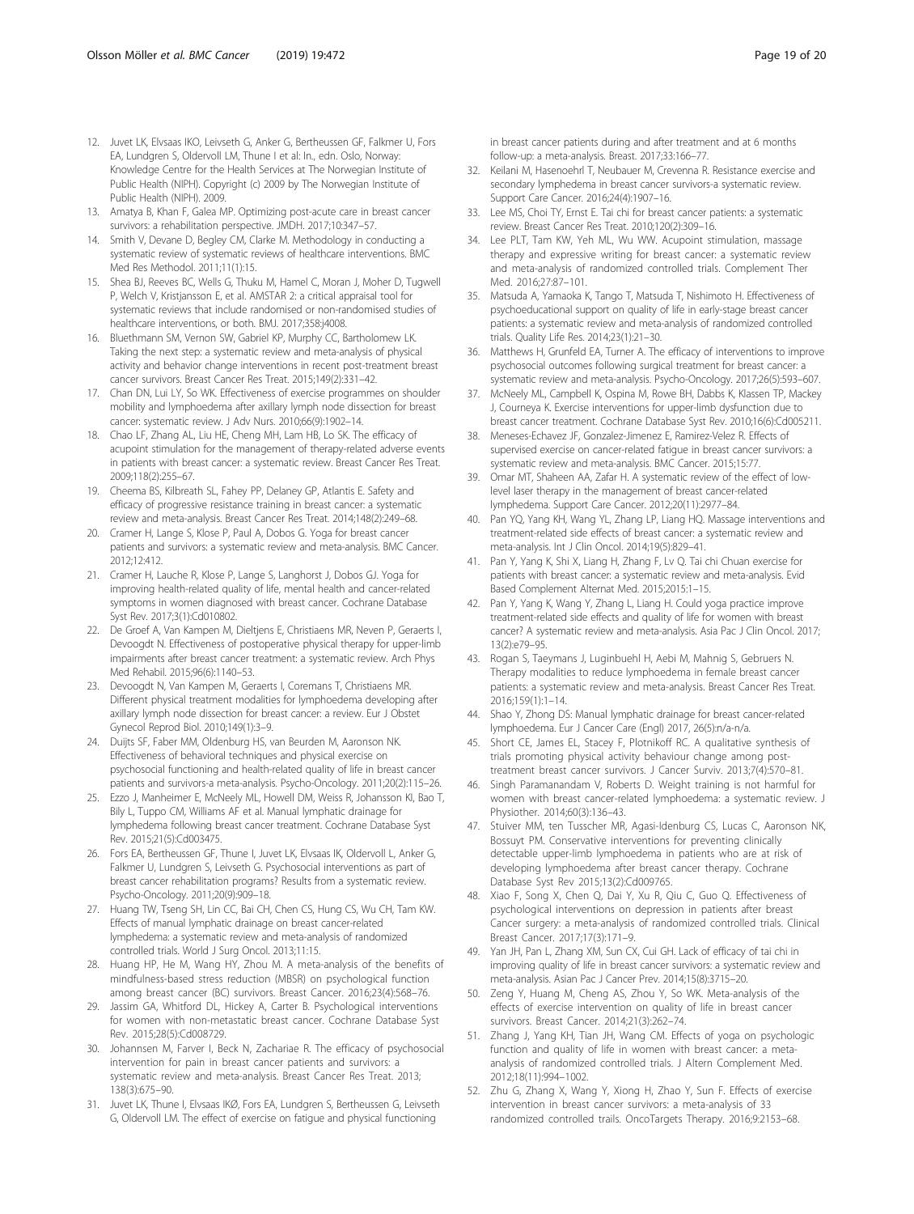12. Juvet LK, Elvsaas IKO, Leivseth G, Anker G, Bertheussen GF, Falkmer U, Fors EA, Lundgren S, Oldervoll LM, Thune I et al: In., edn. Oslo, Norway: Knowledge Centre for the Health Services at The Norwegian Institute of Public Health (NIPH). Copyright (c) 2009 by The Norwegian Institute of Public Health (NIPH). 2009.
13. Amatya B, Khan F, Galea MP. Optimizing post-acute care in breast cancer survivors: a rehabilitation perspective. JMDH. 2017;10:347–57.
14. Smith V, Devane D, Begley CM, Clarke M. Methodology in conducting a systematic review of systematic reviews of healthcare interventions. BMC Med Res Methodol. 2011;11(1):15.
15. Shea BJ, Reeves BC, Wells G, Thuku M, Hamel C, Moran J, Moher D, Tugwell P, Welch V, Kristjansson E, et al. AMSTAR 2: a critical appraisal tool for systematic reviews that include randomised or non-randomised studies of healthcare interventions, or both. BMJ. 2017;358:j4008.
16. Bluethmann SM, Vernon SW, Gabriel KP, Murphy CC, Bartholomew LK. Taking the next step: a systematic review and meta-analysis of physical activity and behavior change interventions in recent post-treatment breast cancer survivors. Breast Cancer Res Treat. 2015;149(2):331–42.
17. Chan DN, Lui LY, So WK. Effectiveness of exercise programmes on shoulder mobility and lymphoedema after axillary lymph node dissection for breast cancer: systematic review. J Adv Nurs. 2010;66(9):1902–14.
18. Chao LF, Zhang AL, Liu HE, Cheng MH, Lam HB, Lo SK. The efficacy of acupoint stimulation for the management of therapy-related adverse events in patients with breast cancer: a systematic review. Breast Cancer Res Treat. 2009;118(2):255–67.
19. Cheema BS, Kilbreath SL, Fahey PP, Delaney GP, Atlantis E. Safety and efficacy of progressive resistance training in breast cancer: a systematic review and meta-analysis. Breast Cancer Res Treat. 2014;148(2):249–68.
20. Cramer H, Lange S, Klose P, Paul A, Dobos G. Yoga for breast cancer patients and survivors: a systematic review and meta-analysis. BMC Cancer. 2012;12:412.
21. Cramer H, Lauche R, Klose P, Lange S, Langhorst J, Dobos GJ. Yoga for improving health-related quality of life, mental health and cancer-related symptoms in women diagnosed with breast cancer. Cochrane Database Syst Rev. 2017;3(1):Cd010802.
22. De Groef A, Van Kampen M, Dieltjens E, Christiaens MR, Neven P, Geraerts I, Devoogdt N. Effectiveness of postoperative physical therapy for upper-limb impairments after breast cancer treatment: a systematic review. Arch Phys Med Rehabil. 2015;96(6):1140–53.
23. Devoogdt N, Van Kampen M, Geraerts I, Coremans T, Christiaens MR. Different physical treatment modalities for lymphoedema developing after axillary lymph node dissection for breast cancer: a review. Eur J Obstet Gynecol Reprod Biol. 2010;149(1):3–9.
24. Duijts SF, Faber MM, Oldenburg HS, van Beurden M, Aaronson NK. Effectiveness of behavioral techniques and physical exercise on psychosocial functioning and health-related quality of life in breast cancer patients and survivors-a meta-analysis. Psycho-Oncology. 2011;20(2):115–26.
25. Ezzo J, Manheimer E, McNeely ML, Howell DM, Weiss R, Johansson KI, Bao T, Bily L, Tuppo CM, Williams AF et al. Manual lymphatic drainage for lymphedema following breast cancer treatment. Cochrane Database Syst Rev. 2015;21(5):Cd003475.
26. Fors EA, Bertheussen GF, Thune I, Juvet LK, Elvsaas IK, Oldervoll L, Anker G, Falkmer U, Lundgren S, Leivseth G. Psychosocial interventions as part of breast cancer rehabilitation programs? Results from a systematic review. Psycho-Oncology. 2011;20(9):909–18.
27. Huang TW, Tseng SH, Lin CC, Bai CH, Chen CS, Hung CS, Wu CH, Tam KW. Effects of manual lymphatic drainage on breast cancer-related lymphedema: a systematic review and meta-analysis of randomized controlled trials. World J Surg Oncol. 2013;11:15.
28. Huang HP, He M, Wang HY, Zhou M. A meta-analysis of the benefits of mindfulness-based stress reduction (MBSR) on psychological function among breast cancer (BC) survivors. Breast Cancer. 2016;23(4):568–76.
29. Jassim GA, Whitford DL, Hickey A, Carter B. Psychological interventions for women with non-metastatic breast cancer. Cochrane Database Syst Rev. 2015;28(5):Cd008729.
30. Johannsen M, Farver I, Beck N, Zachariae R. The efficacy of psychosocial intervention for pain in breast cancer patients and survivors: a systematic review and meta-analysis. Breast Cancer Res Treat. 2013; 138(3):675–90.
31. Juvet LK, Thune I, Elvsaas IKØ, Fors EA, Lundgren S, Bertheussen G, Leivseth G, Oldervoll LM. The effect of exercise on fatigue and physical functioning in breast cancer patients during and after treatment and at 6 months follow-up: a meta-analysis. Breast. 2017;33:166–77.
32. Keilani M, Hasenoehrl T, Neubauer M, Crevenna R. Resistance exercise and secondary lymphedema in breast cancer survivors-a systematic review. Support Care Cancer. 2016;24(4):1907–16.
33. Lee MS, Choi TY, Ernst E. Tai chi for breast cancer patients: a systematic review. Breast Cancer Res Treat. 2010;120(2):309–16.
34. Lee PLT, Tam KW, Yeh ML, Wu WW. Acupoint stimulation, massage therapy and expressive writing for breast cancer: a systematic review and meta-analysis of randomized controlled trials. Complement Ther Med. 2016;27:87–101.
35. Matsuda A, Yamaoka K, Tango T, Matsuda T, Nishimoto H. Effectiveness of psychoeducational support on quality of life in early-stage breast cancer patients: a systematic review and meta-analysis of randomized controlled trials. Quality Life Res. 2014;23(1):21–30.
36. Matthews H, Grunfeld EA, Turner A. The efficacy of interventions to improve psychosocial outcomes following surgical treatment for breast cancer: a systematic review and meta-analysis. Psycho-Oncology. 2017;26(5):593–607.
37. McNeely ML, Campbell K, Ospina M, Rowe BH, Dabbs K, Klassen TP, Mackey J, Courneya K. Exercise interventions for upper-limb dysfunction due to breast cancer treatment. Cochrane Database Syst Rev. 2010;16(6):Cd005211.
38. Meneses-Echavez JF, Gonzalez-Jimenez E, Ramirez-Velez R. Effects of supervised exercise on cancer-related fatigue in breast cancer survivors: a systematic review and meta-analysis. BMC Cancer. 2015;15:77.
39. Omar MT, Shaheen AA, Zafar H. A systematic review of the effect of low-level laser therapy in the management of breast cancer-related lymphedema. Support Care Cancer. 2012;20(11):2977–84.
40. Pan YQ, Yang KH, Wang YL, Zhang LP, Liang HQ. Massage interventions and treatment-related side effects of breast cancer: a systematic review and meta-analysis. Int J Clin Oncol. 2014;19(5):829–41.
41. Pan Y, Yang K, Shi X, Liang H, Zhang F, Lv Q. Tai chi Chuan exercise for patients with breast cancer: a systematic review and meta-analysis. Evid Based Complement Alternat Med. 2015;2015:1–15.
42. Pan Y, Yang K, Wang Y, Zhang L, Liang H. Could yoga practice improve treatment-related side effects and quality of life for women with breast cancer? A systematic review and meta-analysis. Asia Pac J Clin Oncol. 2017; 13(2):e79–95.
43. Rogan S, Taeymans J, Luginbuehl H, Aebi M, Mahnig S, Gebruers N. Therapy modalities to reduce lymphoedema in female breast cancer patients: a systematic review and meta-analysis. Breast Cancer Res Treat. 2016;159(1):1–14.
44. Shao Y, Zhong DS: Manual lymphatic drainage for breast cancer-related lymphoedema. Eur J Cancer Care (Engl) 2017, 26(5):n/a-n/a.
45. Short CE, James EL, Stacey F, Plotnikoff RC. A qualitative synthesis of trials promoting physical activity behaviour change among post-treatment breast cancer survivors. J Cancer Surviv. 2013;7(4):570–81.
46. Singh Paramanandam V, Roberts D. Weight training is not harmful for women with breast cancer-related lymphoedema: a systematic review. J Physiother. 2014;60(3):136–43.
47. Stuiver MM, ten Tusscher MR, Agasi-Idenburg CS, Lucas C, Aaronson NK, Bossuyt PM. Conservative interventions for preventing clinically detectable upper-limb lymphoedema in patients who are at risk of developing lymphoedema after breast cancer therapy. Cochrane Database Syst Rev 2015;13(2):Cd009765.
48. Xiao F, Song X, Chen Q, Dai Y, Xu R, Qiu C, Guo Q. Effectiveness of psychological interventions on depression in patients after breast Cancer surgery: a meta-analysis of randomized controlled trials. Clinical Breast Cancer. 2017;17(3):171–9.
49. Yan JH, Pan L, Zhang XM, Sun CX, Cui GH. Lack of efficacy of tai chi in improving quality of life in breast cancer survivors: a systematic review and meta-analysis. Asian Pac J Cancer Prev. 2014;15(8):3715–20.
50. Zeng Y, Huang M, Cheng AS, Zhou Y, So WK. Meta-analysis of the effects of exercise intervention on quality of life in breast cancer survivors. Breast Cancer. 2014;21(3):262–74.
51. Zhang J, Yang KH, Tian JH, Wang CM. Effects of yoga on psychologic function and quality of life in women with breast cancer: a meta-analysis of randomized controlled trials. J Altern Complement Med. 2012;18(11):994–1002.
52. Zhu G, Zhang X, Wang Y, Xiong H, Zhao Y, Sun F. Effects of exercise intervention in breast cancer survivors: a meta-analysis of 33 randomized controlled trails. OncoTargets Therapy. 2016;9:2153–68.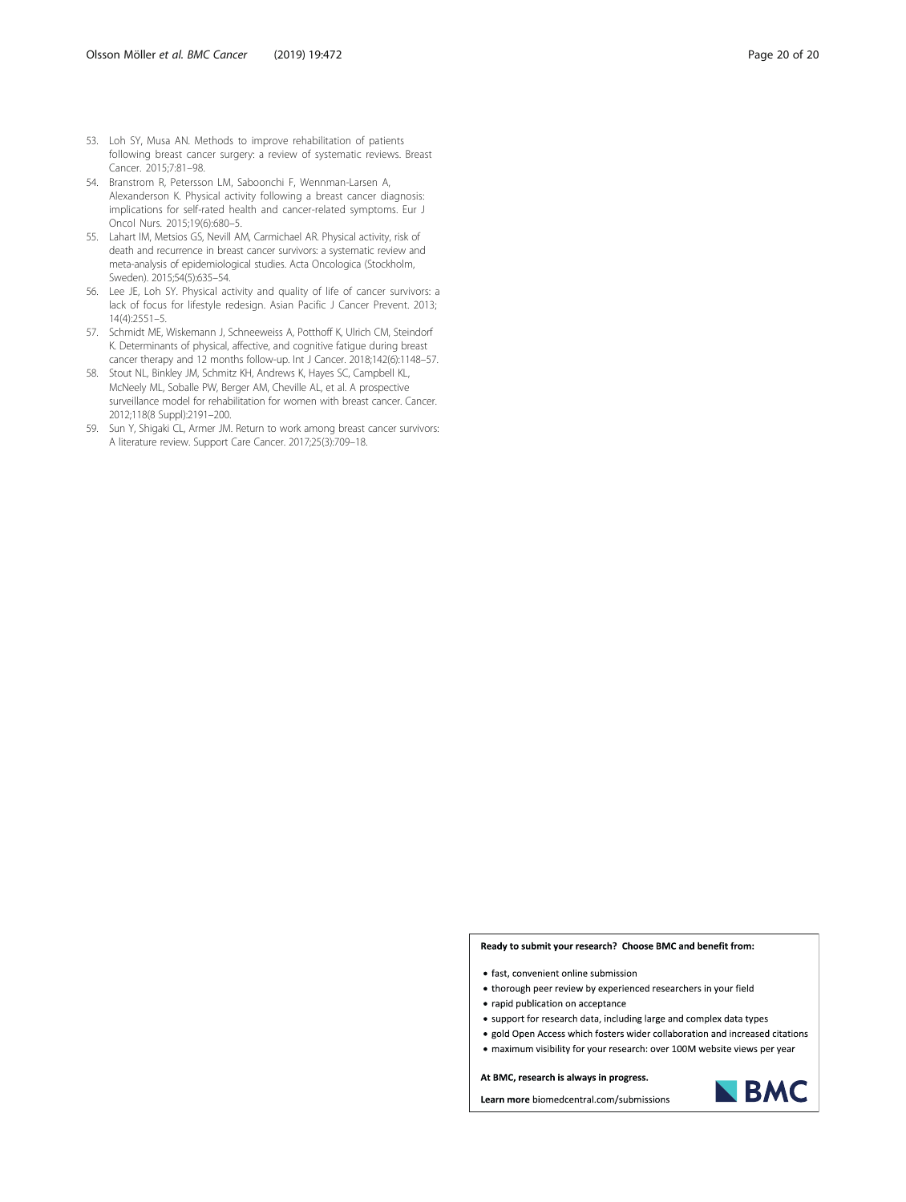53. Loh SY, Musa AN. Methods to improve rehabilitation of patients following breast cancer surgery: a review of systematic reviews. Breast Cancer. 2015;7:81–98.
54. Branstrom R, Petersson LM, Saboonchi F, Wennman-Larsen A, Alexanderson K. Physical activity following a breast cancer diagnosis: implications for self-rated health and cancer-related symptoms. Eur J Oncol Nurs. 2015;19(6):680–5.
55. Lahart IM, Metsios GS, Nevill AM, Carmichael AR. Physical activity, risk of death and recurrence in breast cancer survivors: a systematic review and meta-analysis of epidemiological studies. Acta Oncologica (Stockholm, Sweden). 2015;54(5):635–54.
56. Lee JE, Loh SY. Physical activity and quality of life of cancer survivors: a lack of focus for lifestyle redesign. Asian Pacific J Cancer Prevent. 2013; 14(4):2551–5.
57. Schmidt ME, Wiskemann J, Schneeweiss A, Potthoff K, Ulrich CM, Steindorf K. Determinants of physical, affective, and cognitive fatigue during breast cancer therapy and 12 months follow-up. Int J Cancer. 2018;142(6):1148–57.
58. Stout NL, Binkley JM, Schmitz KH, Andrews K, Hayes SC, Campbell KL, McNeely ML, Soballe PW, Berger AM, Cheville AL, et al. A prospective surveillance model for rehabilitation for women with breast cancer. Cancer. 2012;118(8 Suppl):2191–200.
59. Sun Y, Shigaki CL, Armer JM. Return to work among breast cancer survivors: A literature review. Support Care Cancer. 2017;25(3):709–18.

**Ready to submit your research? Choose BMC and benefit from:**

- fast, convenient online submission
- thorough peer review by experienced researchers in your field
- rapid publication on acceptance
- support for research data, including large and complex data types
- gold Open Access which fosters wider collaboration and increased citations
- maximum visibility for your research: over 100M website views per year

**At BMC, research is always in progress.**

**Learn more** biomedcentral.com/submissions

BMC